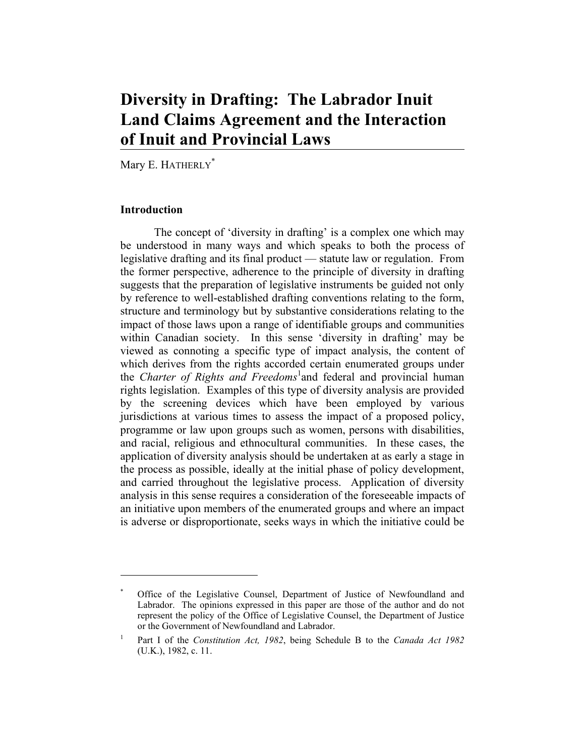# Diversity in Drafting: The Labrador Inuit Land Claims Agreement and the Interaction of Inuit and Provincial Laws

Mary E. HATHERLY[*]

## Introduction

The concept of 'diversity in drafting' is a complex one which may be understood in many ways and which speaks to both the process of legislative drafting and its final product — statute law or regulation. From the former perspective, adherence to the principle of diversity in drafting suggests that the preparation of legislative instruments be guided not only by reference to well-established drafting conventions relating to the form, structure and terminology but by substantive considerations relating to the impact of those laws upon a range of identifiable groups and communities within Canadian society. In this sense 'diversity in drafting' may be viewed as connoting a specific type of impact analysis, the content of which derives from the rights accorded certain enumerated groups under the *Charter of Rights and Freedoms*[1] and federal and provincial human rights legislation. Examples of this type of diversity analysis are provided by the screening devices which have been employed by various jurisdictions at various times to assess the impact of a proposed policy, programme or law upon groups such as women, persons with disabilities, and racial, religious and ethnocultural communities. In these cases, the application of diversity analysis should be undertaken at as early a stage in the process as possible, ideally at the initial phase of policy development, and carried throughout the legislative process. Application of diversity analysis in this sense requires a consideration of the foreseeable impacts of an initiative upon members of the enumerated groups and where an impact is adverse or disproportionate, seeks ways in which the initiative could be

---

[*] Office of the Legislative Counsel, Department of Justice of Newfoundland and Labrador. The opinions expressed in this paper are those of the author and do not represent the policy of the Office of Legislative Counsel, the Department of Justice or the Government of Newfoundland and Labrador.

[1] Part I of the *Constitution Act, 1982*, being Schedule B to the *Canada Act 1982* (U.K.), 1982, c. 11.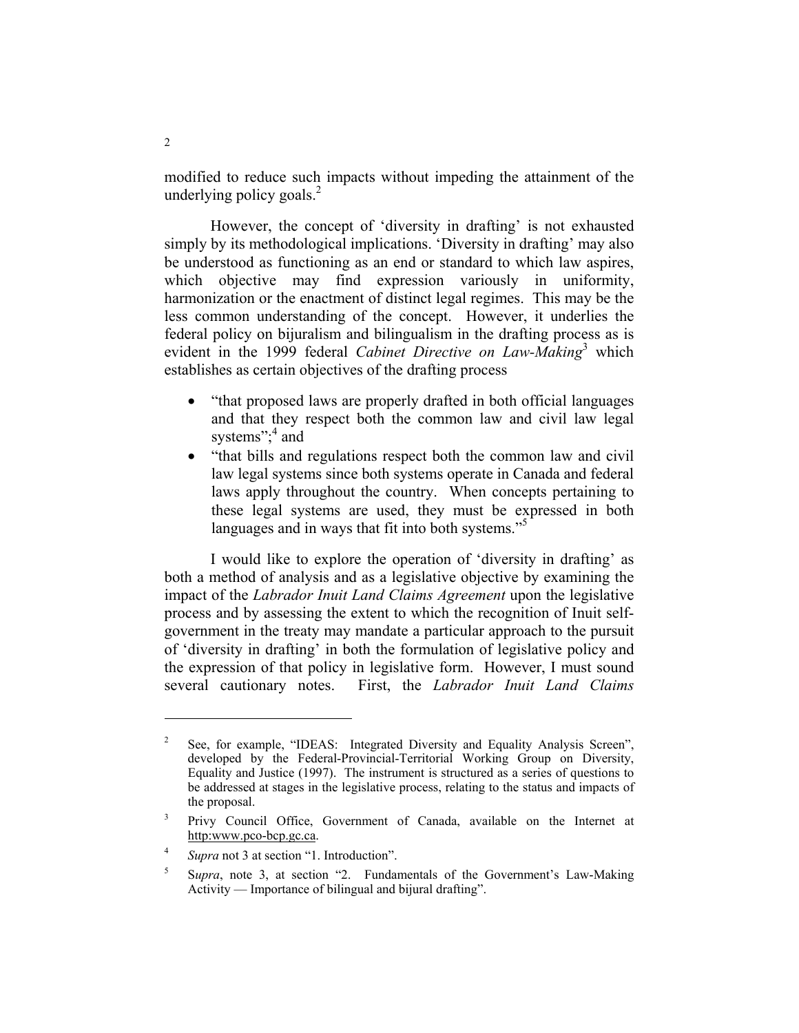modified to reduce such impacts without impeding the attainment of the underlying policy goals.[2]

However, the concept of 'diversity in drafting' is not exhausted simply by its methodological implications. 'Diversity in drafting' may also be understood as functioning as an end or standard to which law aspires, which objective may find expression variously in uniformity, harmonization or the enactment of distinct legal regimes. This may be the less common understanding of the concept. However, it underlies the federal policy on bijuralism and bilingualism in the drafting process as is evident in the 1999 federal *Cabinet Directive on Law-Making*[3] which establishes as certain objectives of the drafting process

- "that proposed laws are properly drafted in both official languages and that they respect both the common law and civil law legal systems";[4] and
- "that bills and regulations respect both the common law and civil law legal systems since both systems operate in Canada and federal laws apply throughout the country. When concepts pertaining to these legal systems are used, they must be expressed in both languages and in ways that fit into both systems."[5]

I would like to explore the operation of 'diversity in drafting' as both a method of analysis and as a legislative objective by examining the impact of the *Labrador Inuit Land Claims Agreement* upon the legislative process and by assessing the extent to which the recognition of Inuit self-government in the treaty may mandate a particular approach to the pursuit of 'diversity in drafting' in both the formulation of legislative policy and the expression of that policy in legislative form. However, I must sound several cautionary notes. First, the *Labrador Inuit Land Claims*

---

[2] See, for example, "IDEAS: Integrated Diversity and Equality Analysis Screen", developed by the Federal-Provincial-Territorial Working Group on Diversity, Equality and Justice (1997). The instrument is structured as a series of questions to be addressed at stages in the legislative process, relating to the status and impacts of the proposal.

[3] Privy Council Office, Government of Canada, available on the Internet at http:www.pco-bcp.gc.ca.

[4] *Supra* not 3 at section "1. Introduction".

[5] S*upra*, note 3, at section "2. Fundamentals of the Government's Law-Making Activity — Importance of bilingual and bijural drafting".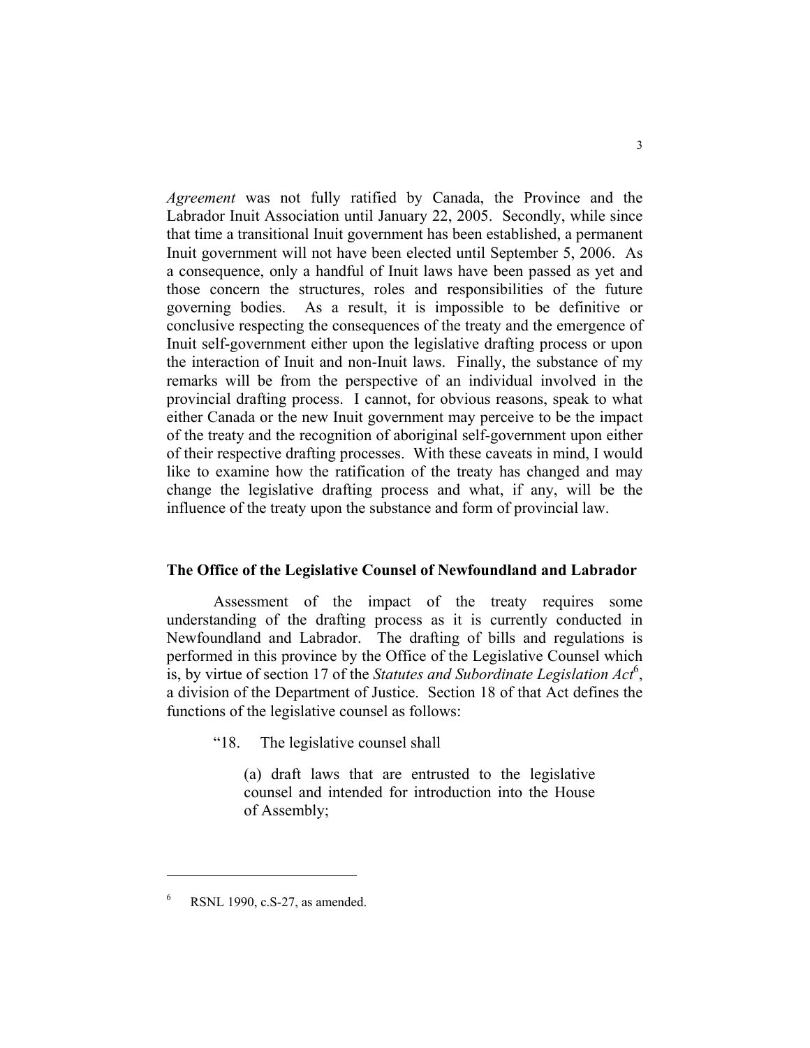*Agreement* was not fully ratified by Canada, the Province and the Labrador Inuit Association until January 22, 2005. Secondly, while since that time a transitional Inuit government has been established, a permanent Inuit government will not have been elected until September 5, 2006. As a consequence, only a handful of Inuit laws have been passed as yet and those concern the structures, roles and responsibilities of the future governing bodies. As a result, it is impossible to be definitive or conclusive respecting the consequences of the treaty and the emergence of Inuit self-government either upon the legislative drafting process or upon the interaction of Inuit and non-Inuit laws. Finally, the substance of my remarks will be from the perspective of an individual involved in the provincial drafting process. I cannot, for obvious reasons, speak to what either Canada or the new Inuit government may perceive to be the impact of the treaty and the recognition of aboriginal self-government upon either of their respective drafting processes. With these caveats in mind, I would like to examine how the ratification of the treaty has changed and may change the legislative drafting process and what, if any, will be the influence of the treaty upon the substance and form of provincial law.

**The Office of the Legislative Counsel of Newfoundland and Labrador**

Assessment of the impact of the treaty requires some understanding of the drafting process as it is currently conducted in Newfoundland and Labrador. The drafting of bills and regulations is performed in this province by the Office of the Legislative Counsel which is, by virtue of section 17 of the *Statutes and Subordinate Legislation Act*[6], a division of the Department of Justice. Section 18 of that Act defines the functions of the legislative counsel as follows:

> "18. The legislative counsel shall
>
> (a) draft laws that are entrusted to the legislative counsel and intended for introduction into the House of Assembly;

---

[6] RSNL 1990, c.S-27, as amended.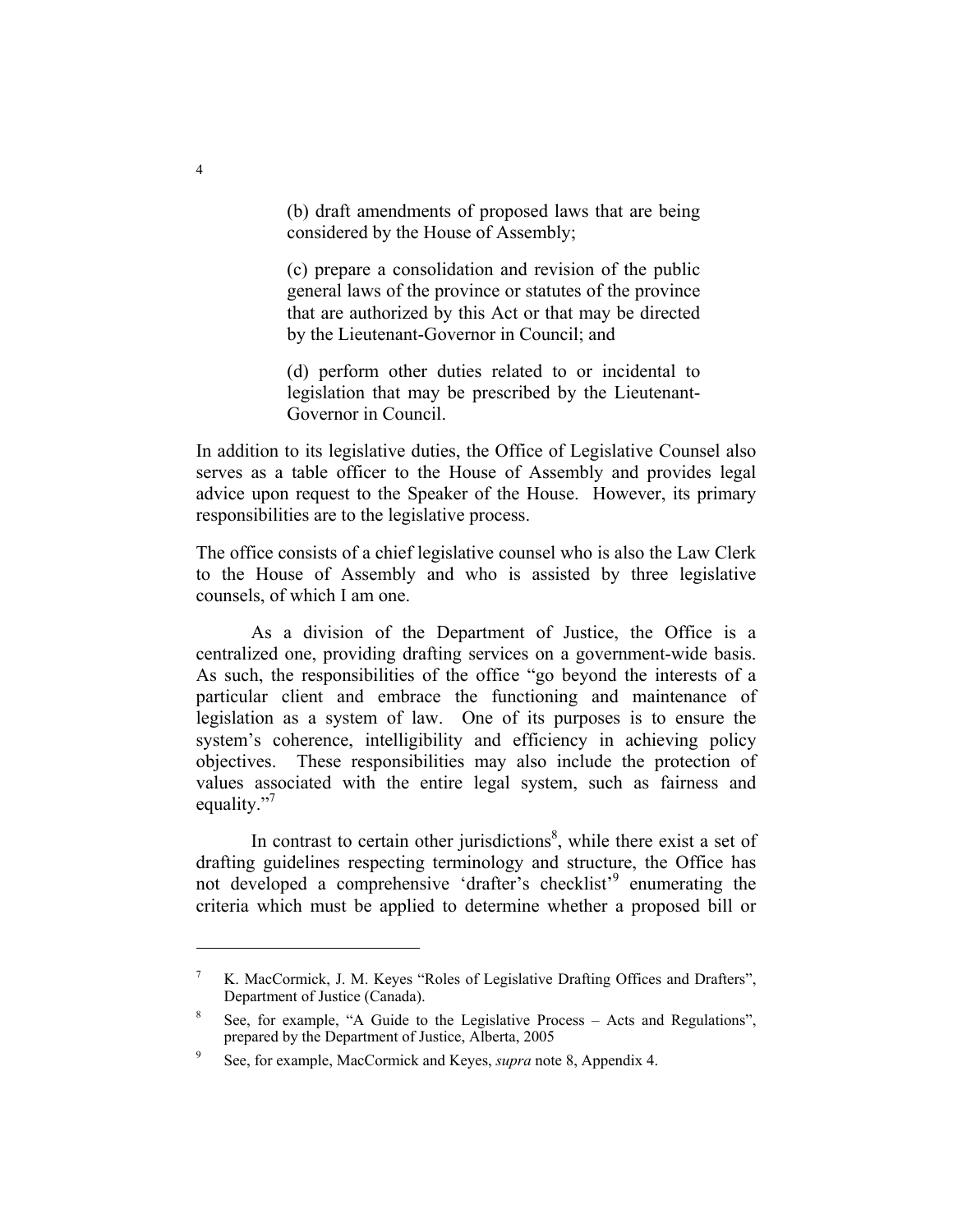> (b) draft amendments of proposed laws that are being considered by the House of Assembly;
>
> (c) prepare a consolidation and revision of the public general laws of the province or statutes of the province that are authorized by this Act or that may be directed by the Lieutenant-Governor in Council; and
>
> (d) perform other duties related to or incidental to legislation that may be prescribed by the Lieutenant-Governor in Council.

In addition to its legislative duties, the Office of Legislative Counsel also serves as a table officer to the House of Assembly and provides legal advice upon request to the Speaker of the House. However, its primary responsibilities are to the legislative process.

The office consists of a chief legislative counsel who is also the Law Clerk to the House of Assembly and who is assisted by three legislative counsels, of which I am one.

As a division of the Department of Justice, the Office is a centralized one, providing drafting services on a government-wide basis. As such, the responsibilities of the office "go beyond the interests of a particular client and embrace the functioning and maintenance of legislation as a system of law. One of its purposes is to ensure the system's coherence, intelligibility and efficiency in achieving policy objectives. These responsibilities may also include the protection of values associated with the entire legal system, such as fairness and equality."[7]

In contrast to certain other jurisdictions[8], while there exist a set of drafting guidelines respecting terminology and structure, the Office has not developed a comprehensive 'drafter's checklist'[9] enumerating the criteria which must be applied to determine whether a proposed bill or

---

[7] K. MacCormick, J. M. Keyes "Roles of Legislative Drafting Offices and Drafters", Department of Justice (Canada).

[8] See, for example, "A Guide to the Legislative Process – Acts and Regulations", prepared by the Department of Justice, Alberta, 2005

[9] See, for example, MacCormick and Keyes, *supra* note 8, Appendix 4.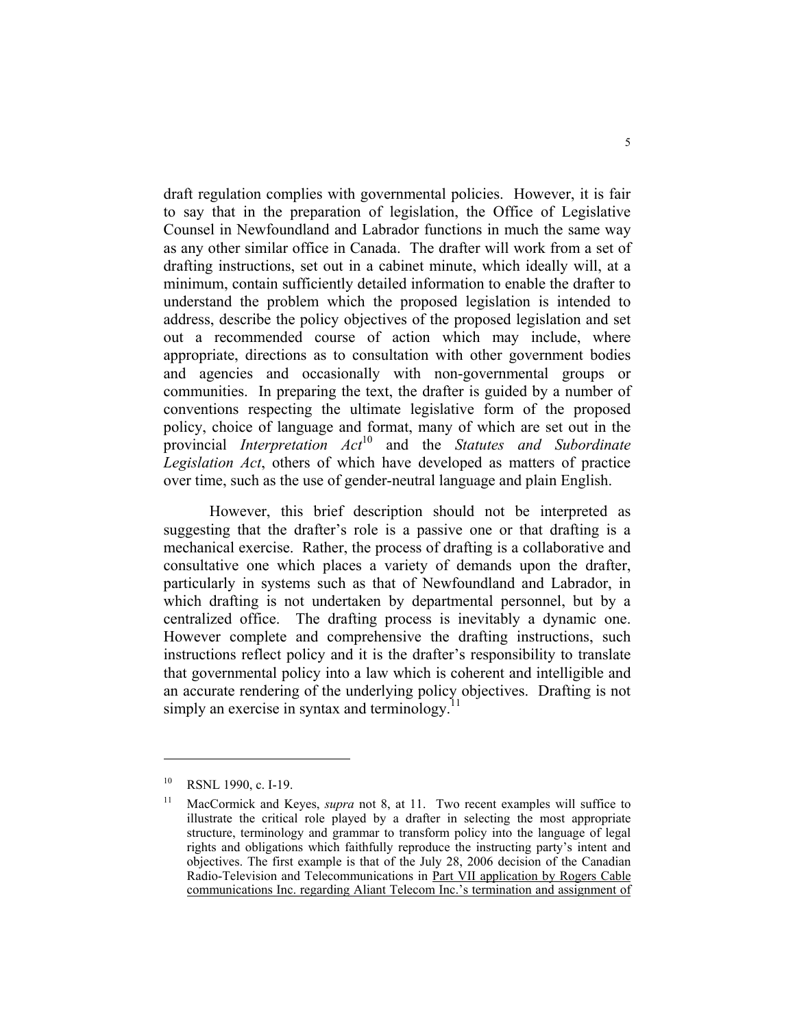draft regulation complies with governmental policies. However, it is fair to say that in the preparation of legislation, the Office of Legislative Counsel in Newfoundland and Labrador functions in much the same way as any other similar office in Canada. The drafter will work from a set of drafting instructions, set out in a cabinet minute, which ideally will, at a minimum, contain sufficiently detailed information to enable the drafter to understand the problem which the proposed legislation is intended to address, describe the policy objectives of the proposed legislation and set out a recommended course of action which may include, where appropriate, directions as to consultation with other government bodies and agencies and occasionally with non-governmental groups or communities. In preparing the text, the drafter is guided by a number of conventions respecting the ultimate legislative form of the proposed policy, choice of language and format, many of which are set out in the provincial *Interpretation Act*[10] and the *Statutes and Subordinate Legislation Act*, others of which have developed as matters of practice over time, such as the use of gender-neutral language and plain English.

However, this brief description should not be interpreted as suggesting that the drafter's role is a passive one or that drafting is a mechanical exercise. Rather, the process of drafting is a collaborative and consultative one which places a variety of demands upon the drafter, particularly in systems such as that of Newfoundland and Labrador, in which drafting is not undertaken by departmental personnel, but by a centralized office. The drafting process is inevitably a dynamic one. However complete and comprehensive the drafting instructions, such instructions reflect policy and it is the drafter's responsibility to translate that governmental policy into a law which is coherent and intelligible and an accurate rendering of the underlying policy objectives. Drafting is not simply an exercise in syntax and terminology.[11]

---

[10] RSNL 1990, c. I-19.

[11] MacCormick and Keyes, *supra* not 8, at 11. Two recent examples will suffice to illustrate the critical role played by a drafter in selecting the most appropriate structure, terminology and grammar to transform policy into the language of legal rights and obligations which faithfully reproduce the instructing party's intent and objectives. The first example is that of the July 28, 2006 decision of the Canadian Radio-Television and Telecommunications in Part VII application by Rogers Cable communications Inc. regarding Aliant Telecom Inc.'s termination and assignment of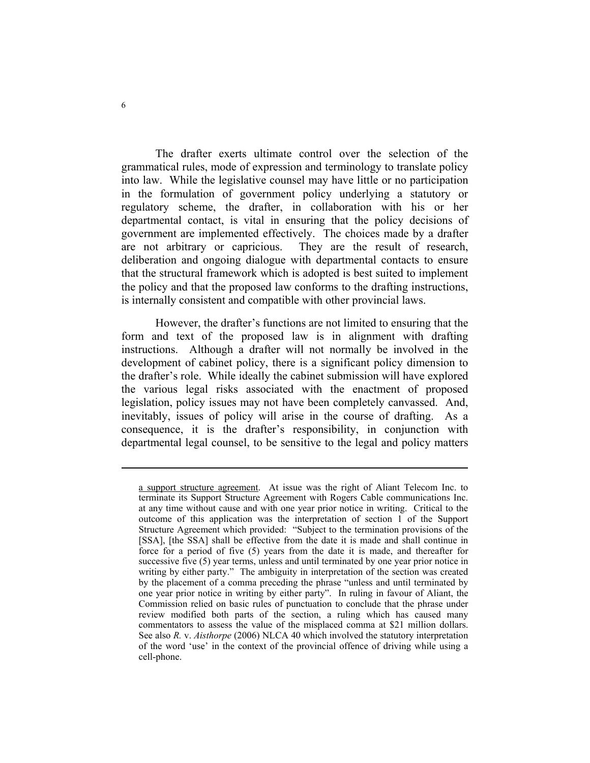The drafter exerts ultimate control over the selection of the grammatical rules, mode of expression and terminology to translate policy into law. While the legislative counsel may have little or no participation in the formulation of government policy underlying a statutory or regulatory scheme, the drafter, in collaboration with his or her departmental contact, is vital in ensuring that the policy decisions of government are implemented effectively. The choices made by a drafter are not arbitrary or capricious. They are the result of research, deliberation and ongoing dialogue with departmental contacts to ensure that the structural framework which is adopted is best suited to implement the policy and that the proposed law conforms to the drafting instructions, is internally consistent and compatible with other provincial laws.

However, the drafter's functions are not limited to ensuring that the form and text of the proposed law is in alignment with drafting instructions. Although a drafter will not normally be involved in the development of cabinet policy, there is a significant policy dimension to the drafter's role. While ideally the cabinet submission will have explored the various legal risks associated with the enactment of proposed legislation, policy issues may not have been completely canvassed. And, inevitably, issues of policy will arise in the course of drafting. As a consequence, it is the drafter's responsibility, in conjunction with departmental legal counsel, to be sensitive to the legal and policy matters

---

<u>a support structure agreement</u>. At issue was the right of Aliant Telecom Inc. to terminate its Support Structure Agreement with Rogers Cable communications Inc. at any time without cause and with one year prior notice in writing. Critical to the outcome of this application was the interpretation of section 1 of the Support Structure Agreement which provided: "Subject to the termination provisions of the [SSA], [the SSA] shall be effective from the date it is made and shall continue in force for a period of five (5) years from the date it is made, and thereafter for successive five (5) year terms, unless and until terminated by one year prior notice in writing by either party." The ambiguity in interpretation of the section was created by the placement of a comma preceding the phrase "unless and until terminated by one year prior notice in writing by either party". In ruling in favour of Aliant, the Commission relied on basic rules of punctuation to conclude that the phrase under review modified both parts of the section, a ruling which has caused many commentators to assess the value of the misplaced comma at $21 million dollars. See also *R.* v. *Aisthorpe* (2006) NLCA 40 which involved the statutory interpretation of the word 'use' in the context of the provincial offence of driving while using a cell-phone.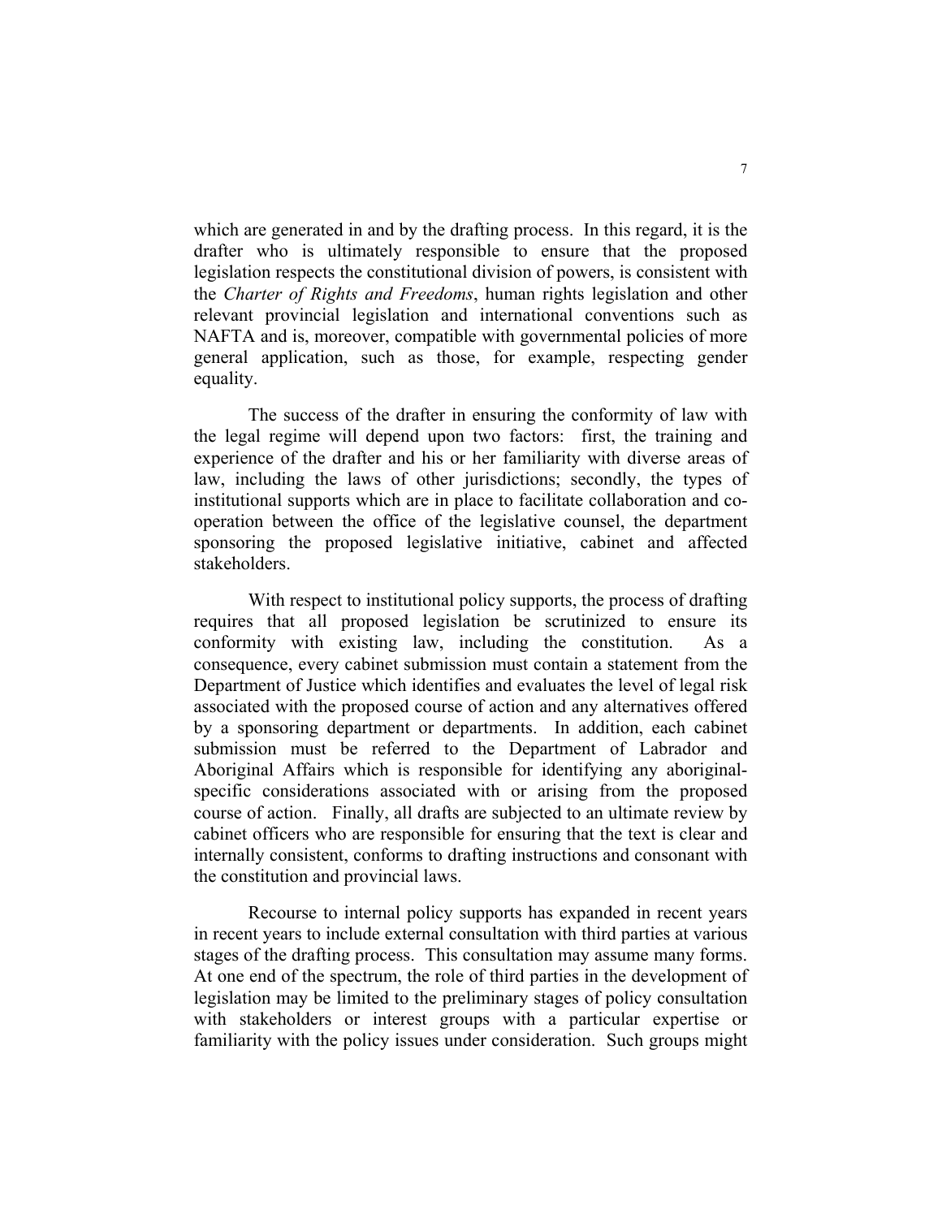which are generated in and by the drafting process. In this regard, it is the drafter who is ultimately responsible to ensure that the proposed legislation respects the constitutional division of powers, is consistent with the *Charter of Rights and Freedoms*, human rights legislation and other relevant provincial legislation and international conventions such as NAFTA and is, moreover, compatible with governmental policies of more general application, such as those, for example, respecting gender equality.

The success of the drafter in ensuring the conformity of law with the legal regime will depend upon two factors: first, the training and experience of the drafter and his or her familiarity with diverse areas of law, including the laws of other jurisdictions; secondly, the types of institutional supports which are in place to facilitate collaboration and co-operation between the office of the legislative counsel, the department sponsoring the proposed legislative initiative, cabinet and affected stakeholders.

With respect to institutional policy supports, the process of drafting requires that all proposed legislation be scrutinized to ensure its conformity with existing law, including the constitution. As a consequence, every cabinet submission must contain a statement from the Department of Justice which identifies and evaluates the level of legal risk associated with the proposed course of action and any alternatives offered by a sponsoring department or departments. In addition, each cabinet submission must be referred to the Department of Labrador and Aboriginal Affairs which is responsible for identifying any aboriginal-specific considerations associated with or arising from the proposed course of action. Finally, all drafts are subjected to an ultimate review by cabinet officers who are responsible for ensuring that the text is clear and internally consistent, conforms to drafting instructions and consonant with the constitution and provincial laws.

Recourse to internal policy supports has expanded in recent years in recent years to include external consultation with third parties at various stages of the drafting process. This consultation may assume many forms. At one end of the spectrum, the role of third parties in the development of legislation may be limited to the preliminary stages of policy consultation with stakeholders or interest groups with a particular expertise or familiarity with the policy issues under consideration. Such groups might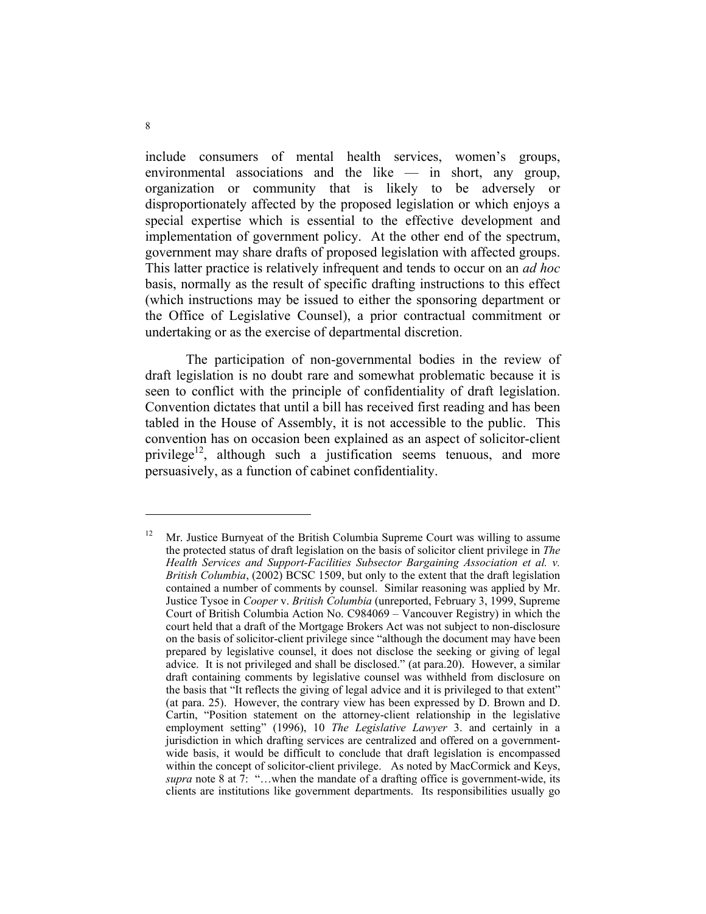include consumers of mental health services, women's groups, environmental associations and the like — in short, any group, organization or community that is likely to be adversely or disproportionately affected by the proposed legislation or which enjoys a special expertise which is essential to the effective development and implementation of government policy. At the other end of the spectrum, government may share drafts of proposed legislation with affected groups. This latter practice is relatively infrequent and tends to occur on an *ad hoc* basis, normally as the result of specific drafting instructions to this effect (which instructions may be issued to either the sponsoring department or the Office of Legislative Counsel), a prior contractual commitment or undertaking or as the exercise of departmental discretion.

The participation of non-governmental bodies in the review of draft legislation is no doubt rare and somewhat problematic because it is seen to conflict with the principle of confidentiality of draft legislation. Convention dictates that until a bill has received first reading and has been tabled in the House of Assembly, it is not accessible to the public. This convention has on occasion been explained as an aspect of solicitor-client privilege[12], although such a justification seems tenuous, and more persuasively, as a function of cabinet confidentiality.

---

[12] Mr. Justice Burnyeat of the British Columbia Supreme Court was willing to assume the protected status of draft legislation on the basis of solicitor client privilege in *The Health Services and Support-Facilities Subsector Bargaining Association et al. v. British Columbia*, (2002) BCSC 1509, but only to the extent that the draft legislation contained a number of comments by counsel. Similar reasoning was applied by Mr. Justice Tysoe in *Cooper* v. *British Columbia* (unreported, February 3, 1999, Supreme Court of British Columbia Action No. C984069 – Vancouver Registry) in which the court held that a draft of the Mortgage Brokers Act was not subject to non-disclosure on the basis of solicitor-client privilege since "although the document may have been prepared by legislative counsel, it does not disclose the seeking or giving of legal advice. It is not privileged and shall be disclosed." (at para.20). However, a similar draft containing comments by legislative counsel was withheld from disclosure on the basis that "It reflects the giving of legal advice and it is privileged to that extent" (at para. 25). However, the contrary view has been expressed by D. Brown and D. Cartin, "Position statement on the attorney-client relationship in the legislative employment setting" (1996), 10 *The Legislative Lawyer* 3. and certainly in a jurisdiction in which drafting services are centralized and offered on a government-wide basis, it would be difficult to conclude that draft legislation is encompassed within the concept of solicitor-client privilege. As noted by MacCormick and Keys, *supra* note 8 at 7: "…when the mandate of a drafting office is government-wide, its clients are institutions like government departments. Its responsibilities usually go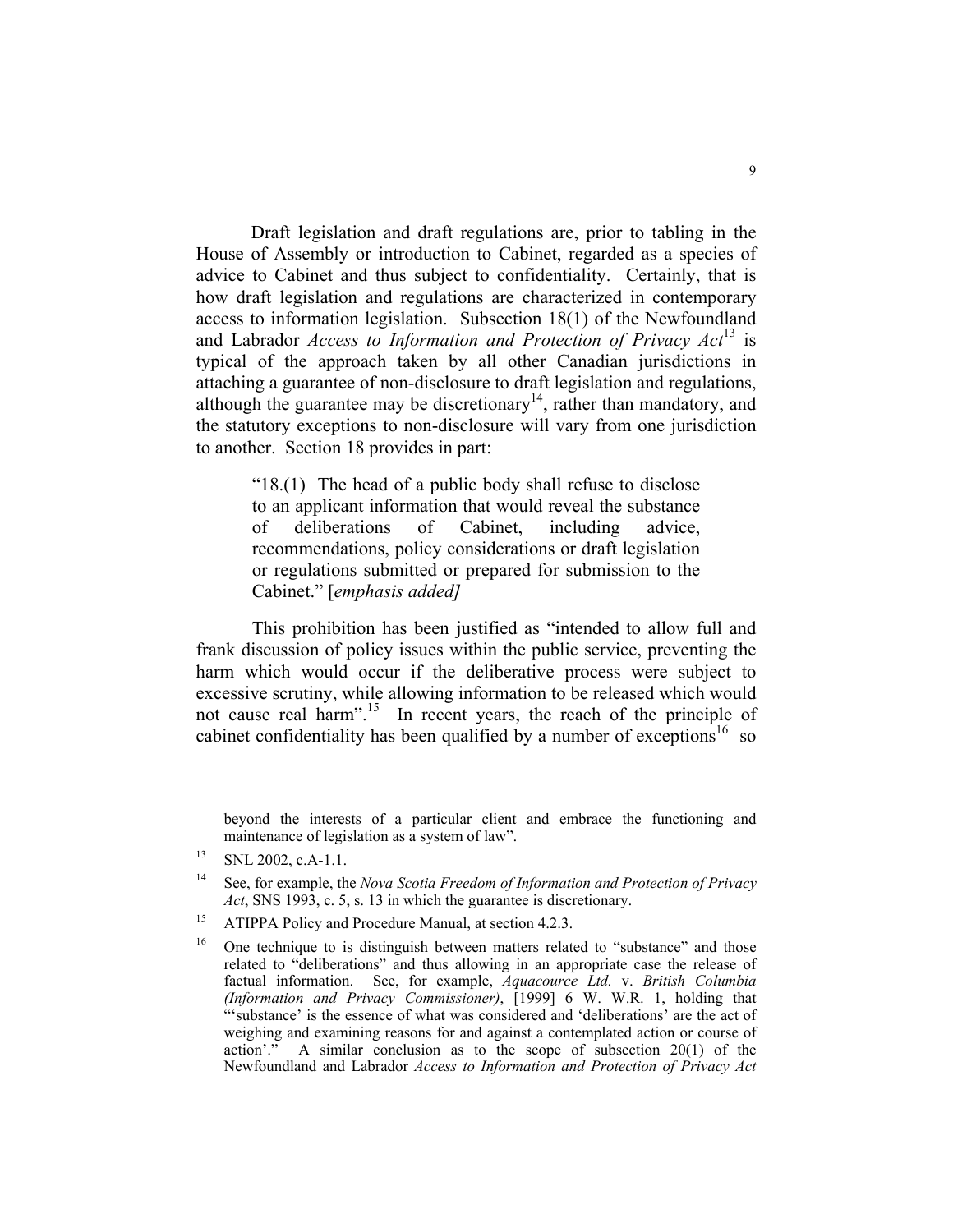Draft legislation and draft regulations are, prior to tabling in the House of Assembly or introduction to Cabinet, regarded as a species of advice to Cabinet and thus subject to confidentiality. Certainly, that is how draft legislation and regulations are characterized in contemporary access to information legislation. Subsection 18(1) of the Newfoundland and Labrador *Access to Information and Protection of Privacy Act*[13] is typical of the approach taken by all other Canadian jurisdictions in attaching a guarantee of non-disclosure to draft legislation and regulations, although the guarantee may be discretionary[14], rather than mandatory, and the statutory exceptions to non-disclosure will vary from one jurisdiction to another. Section 18 provides in part:

> "18.(1) The head of a public body shall refuse to disclose to an applicant information that would reveal the substance of deliberations of Cabinet, including advice, recommendations, policy considerations or draft legislation or regulations submitted or prepared for submission to the Cabinet." [*emphasis added]*

This prohibition has been justified as "intended to allow full and frank discussion of policy issues within the public service, preventing the harm which would occur if the deliberative process were subject to excessive scrutiny, while allowing information to be released which would not cause real harm".[15] In recent years, the reach of the principle of cabinet confidentiality has been qualified by a number of exceptions[16] so

---

beyond the interests of a particular client and embrace the functioning and maintenance of legislation as a system of law".

[13] SNL 2002, c.A-1.1.

[14] See, for example, the *Nova Scotia Freedom of Information and Protection of Privacy Act*, SNS 1993, c. 5, s. 13 in which the guarantee is discretionary.

[15] ATIPPA Policy and Procedure Manual, at section 4.2.3.

[16] One technique to is distinguish between matters related to "substance" and those related to "deliberations" and thus allowing in an appropriate case the release of factual information. See, for example, *Aquacource Ltd.* v. *British Columbia (Information and Privacy Commissioner)*, [1999] 6 W. W.R. 1, holding that "'substance' is the essence of what was considered and 'deliberations' are the act of weighing and examining reasons for and against a contemplated action or course of action'." A similar conclusion as to the scope of subsection 20(1) of the Newfoundland and Labrador *Access to Information and Protection of Privacy Act*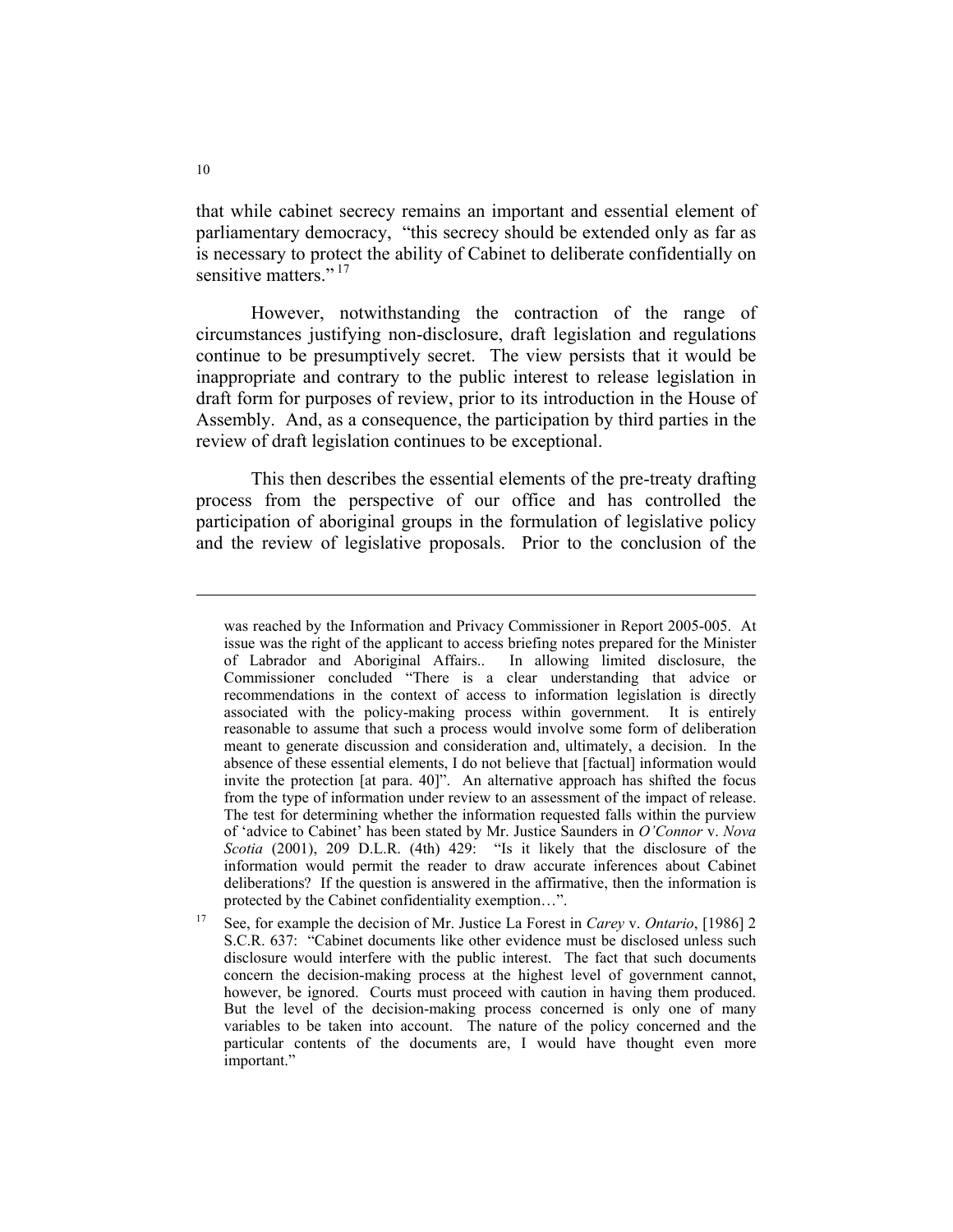that while cabinet secrecy remains an important and essential element of parliamentary democracy, "this secrecy should be extended only as far as is necessary to protect the ability of Cabinet to deliberate confidentially on sensitive matters." [17]

However, notwithstanding the contraction of the range of circumstances justifying non-disclosure, draft legislation and regulations continue to be presumptively secret. The view persists that it would be inappropriate and contrary to the public interest to release legislation in draft form for purposes of review, prior to its introduction in the House of Assembly. And, as a consequence, the participation by third parties in the review of draft legislation continues to be exceptional.

This then describes the essential elements of the pre-treaty drafting process from the perspective of our office and has controlled the participation of aboriginal groups in the formulation of legislative policy and the review of legislative proposals. Prior to the conclusion of the

---

was reached by the Information and Privacy Commissioner in Report 2005-005. At issue was the right of the applicant to access briefing notes prepared for the Minister of Labrador and Aboriginal Affairs.. In allowing limited disclosure, the Commissioner concluded "There is a clear understanding that advice or recommendations in the context of access to information legislation is directly associated with the policy-making process within government. It is entirely reasonable to assume that such a process would involve some form of deliberation meant to generate discussion and consideration and, ultimately, a decision. In the absence of these essential elements, I do not believe that [factual] information would invite the protection [at para. 40]". An alternative approach has shifted the focus from the type of information under review to an assessment of the impact of release. The test for determining whether the information requested falls within the purview of 'advice to Cabinet' has been stated by Mr. Justice Saunders in *O'Connor* v. *Nova Scotia* (2001), 209 D.L.R. (4th) 429: "Is it likely that the disclosure of the information would permit the reader to draw accurate inferences about Cabinet deliberations? If the question is answered in the affirmative, then the information is protected by the Cabinet confidentiality exemption…".

[17] See, for example the decision of Mr. Justice La Forest in *Carey* v. *Ontario*, [1986] 2 S.C.R. 637: "Cabinet documents like other evidence must be disclosed unless such disclosure would interfere with the public interest. The fact that such documents concern the decision-making process at the highest level of government cannot, however, be ignored. Courts must proceed with caution in having them produced. But the level of the decision-making process concerned is only one of many variables to be taken into account. The nature of the policy concerned and the particular contents of the documents are, I would have thought even more important."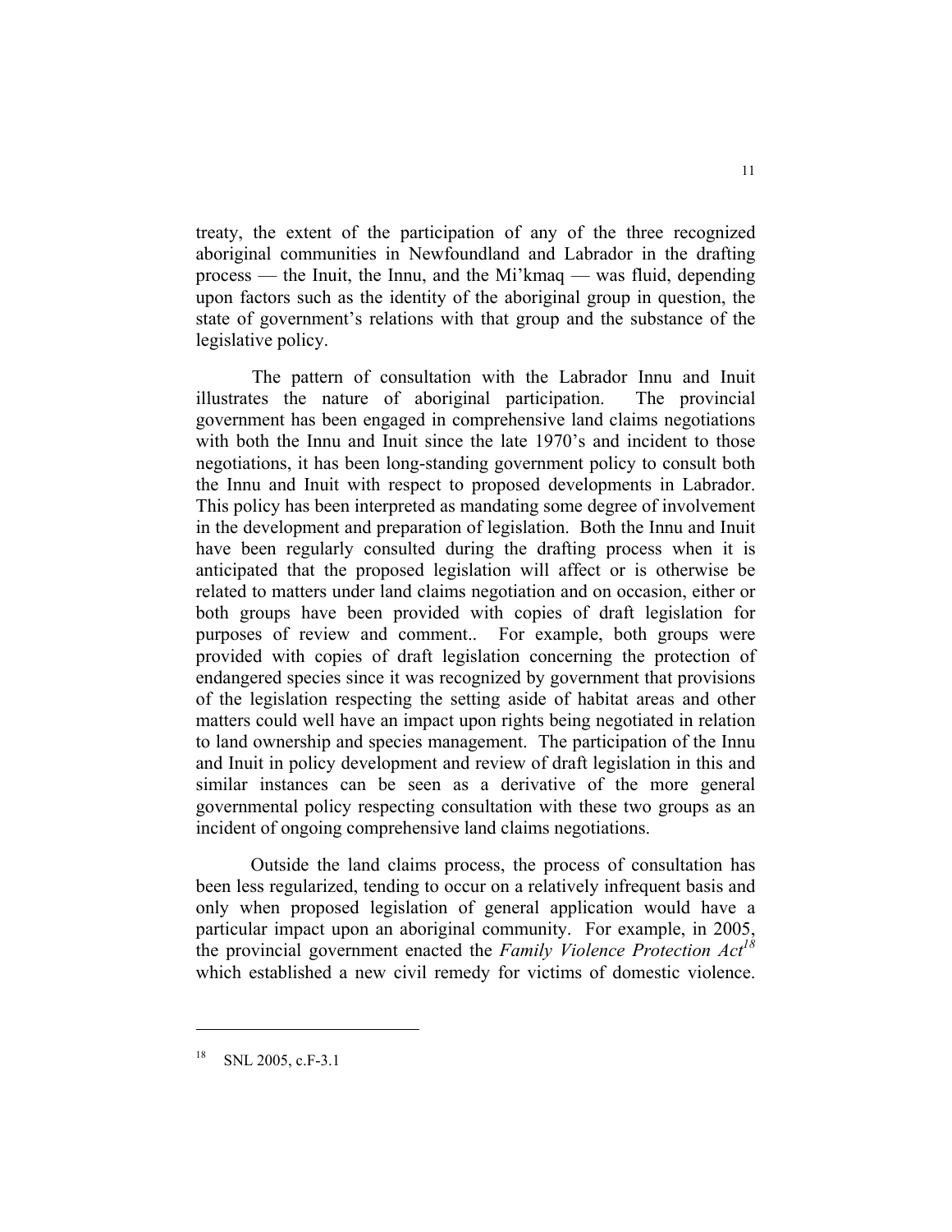treaty, the extent of the participation of any of the three recognized aboriginal communities in Newfoundland and Labrador in the drafting process — the Inuit, the Innu, and the Mi'kmaq — was fluid, depending upon factors such as the identity of the aboriginal group in question, the state of government's relations with that group and the substance of the legislative policy.

The pattern of consultation with the Labrador Innu and Inuit illustrates the nature of aboriginal participation. The provincial government has been engaged in comprehensive land claims negotiations with both the Innu and Inuit since the late 1970's and incident to those negotiations, it has been long-standing government policy to consult both the Innu and Inuit with respect to proposed developments in Labrador. This policy has been interpreted as mandating some degree of involvement in the development and preparation of legislation. Both the Innu and Inuit have been regularly consulted during the drafting process when it is anticipated that the proposed legislation will affect or is otherwise be related to matters under land claims negotiation and on occasion, either or both groups have been provided with copies of draft legislation for purposes of review and comment.. For example, both groups were provided with copies of draft legislation concerning the protection of endangered species since it was recognized by government that provisions of the legislation respecting the setting aside of habitat areas and other matters could well have an impact upon rights being negotiated in relation to land ownership and species management. The participation of the Innu and Inuit in policy development and review of draft legislation in this and similar instances can be seen as a derivative of the more general governmental policy respecting consultation with these two groups as an incident of ongoing comprehensive land claims negotiations.

Outside the land claims process, the process of consultation has been less regularized, tending to occur on a relatively infrequent basis and only when proposed legislation of general application would have a particular impact upon an aboriginal community. For example, in 2005, the provincial government enacted the *Family Violence Protection Act*[18] which established a new civil remedy for victims of domestic violence.

---

[18] SNL 2005, c.F-3.1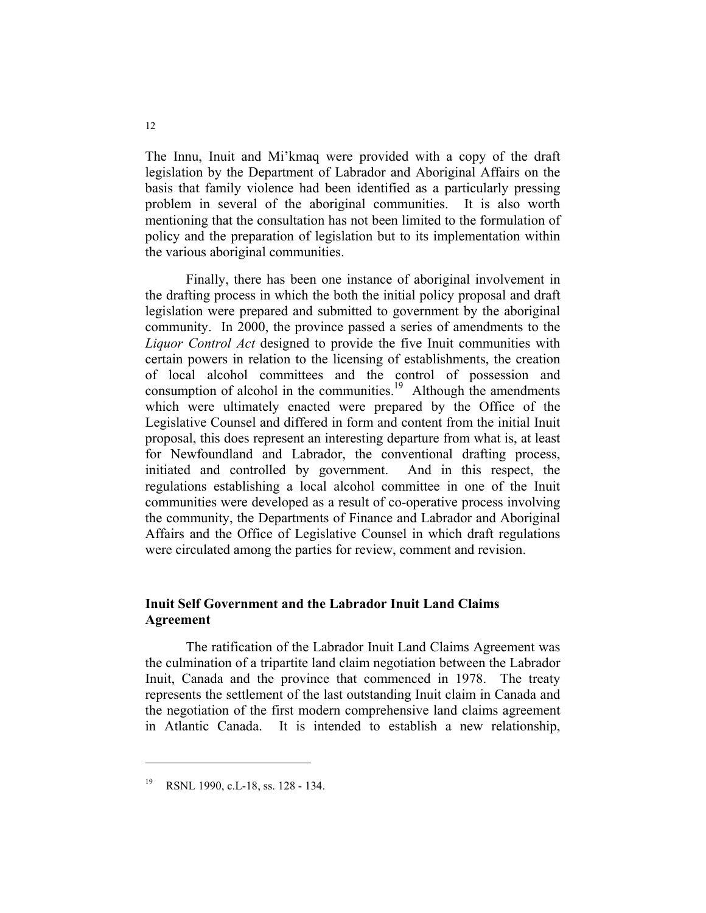The Innu, Inuit and Mi'kmaq were provided with a copy of the draft legislation by the Department of Labrador and Aboriginal Affairs on the basis that family violence had been identified as a particularly pressing problem in several of the aboriginal communities. It is also worth mentioning that the consultation has not been limited to the formulation of policy and the preparation of legislation but to its implementation within the various aboriginal communities.

Finally, there has been one instance of aboriginal involvement in the drafting process in which the both the initial policy proposal and draft legislation were prepared and submitted to government by the aboriginal community. In 2000, the province passed a series of amendments to the *Liquor Control Act* designed to provide the five Inuit communities with certain powers in relation to the licensing of establishments, the creation of local alcohol committees and the control of possession and consumption of alcohol in the communities.[19] Although the amendments which were ultimately enacted were prepared by the Office of the Legislative Counsel and differed in form and content from the initial Inuit proposal, this does represent an interesting departure from what is, at least for Newfoundland and Labrador, the conventional drafting process, initiated and controlled by government. And in this respect, the regulations establishing a local alcohol committee in one of the Inuit communities were developed as a result of co-operative process involving the community, the Departments of Finance and Labrador and Aboriginal Affairs and the Office of Legislative Counsel in which draft regulations were circulated among the parties for review, comment and revision.

## Inuit Self Government and the Labrador Inuit Land Claims Agreement

The ratification of the Labrador Inuit Land Claims Agreement was the culmination of a tripartite land claim negotiation between the Labrador Inuit, Canada and the province that commenced in 1978. The treaty represents the settlement of the last outstanding Inuit claim in Canada and the negotiation of the first modern comprehensive land claims agreement in Atlantic Canada. It is intended to establish a new relationship,

---

[19] RSNL 1990, c.L-18, ss. 128 - 134.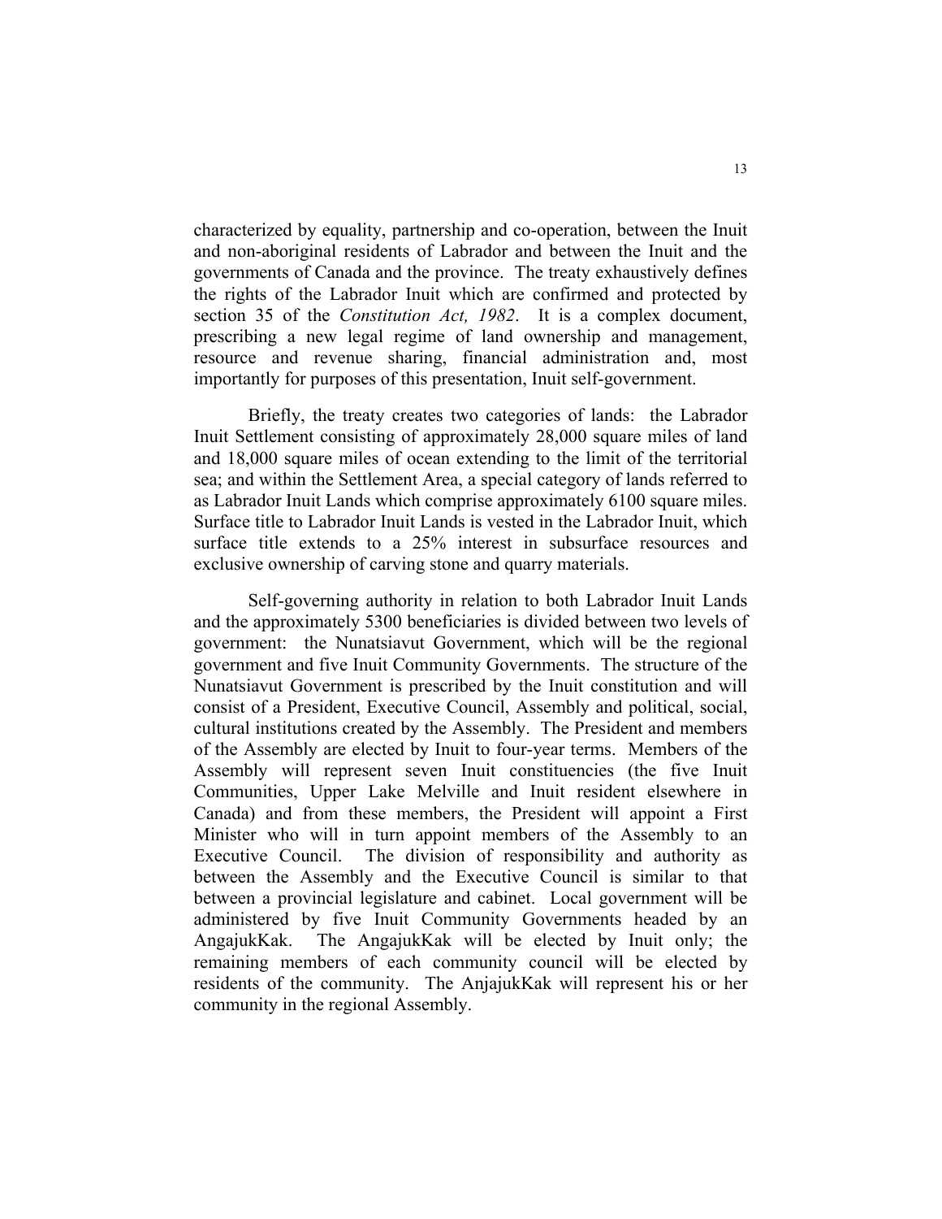characterized by equality, partnership and co-operation, between the Inuit and non-aboriginal residents of Labrador and between the Inuit and the governments of Canada and the province. The treaty exhaustively defines the rights of the Labrador Inuit which are confirmed and protected by section 35 of the *Constitution Act, 1982*. It is a complex document, prescribing a new legal regime of land ownership and management, resource and revenue sharing, financial administration and, most importantly for purposes of this presentation, Inuit self-government.

Briefly, the treaty creates two categories of lands: the Labrador Inuit Settlement consisting of approximately 28,000 square miles of land and 18,000 square miles of ocean extending to the limit of the territorial sea; and within the Settlement Area, a special category of lands referred to as Labrador Inuit Lands which comprise approximately 6100 square miles. Surface title to Labrador Inuit Lands is vested in the Labrador Inuit, which surface title extends to a 25% interest in subsurface resources and exclusive ownership of carving stone and quarry materials.

Self-governing authority in relation to both Labrador Inuit Lands and the approximately 5300 beneficiaries is divided between two levels of government: the Nunatsiavut Government, which will be the regional government and five Inuit Community Governments. The structure of the Nunatsiavut Government is prescribed by the Inuit constitution and will consist of a President, Executive Council, Assembly and political, social, cultural institutions created by the Assembly. The President and members of the Assembly are elected by Inuit to four-year terms. Members of the Assembly will represent seven Inuit constituencies (the five Inuit Communities, Upper Lake Melville and Inuit resident elsewhere in Canada) and from these members, the President will appoint a First Minister who will in turn appoint members of the Assembly to an Executive Council. The division of responsibility and authority as between the Assembly and the Executive Council is similar to that between a provincial legislature and cabinet. Local government will be administered by five Inuit Community Governments headed by an AngajukKak. The AngajukKak will be elected by Inuit only; the remaining members of each community council will be elected by residents of the community. The AnjajukKak will represent his or her community in the regional Assembly.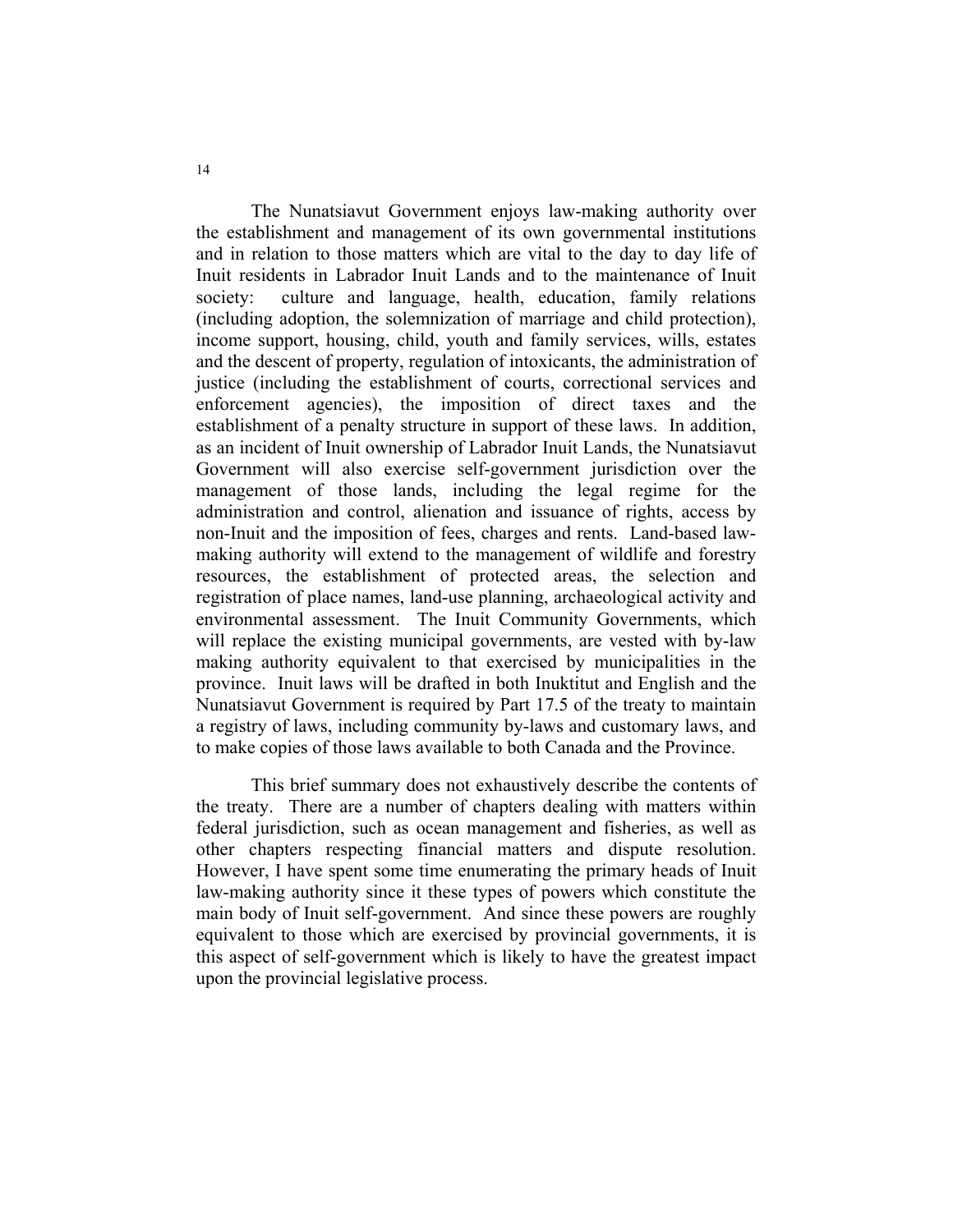The Nunatsiavut Government enjoys law-making authority over the establishment and management of its own governmental institutions and in relation to those matters which are vital to the day to day life of Inuit residents in Labrador Inuit Lands and to the maintenance of Inuit society: culture and language, health, education, family relations (including adoption, the solemnization of marriage and child protection), income support, housing, child, youth and family services, wills, estates and the descent of property, regulation of intoxicants, the administration of justice (including the establishment of courts, correctional services and enforcement agencies), the imposition of direct taxes and the establishment of a penalty structure in support of these laws. In addition, as an incident of Inuit ownership of Labrador Inuit Lands, the Nunatsiavut Government will also exercise self-government jurisdiction over the management of those lands, including the legal regime for the administration and control, alienation and issuance of rights, access by non-Inuit and the imposition of fees, charges and rents. Land-based law-making authority will extend to the management of wildlife and forestry resources, the establishment of protected areas, the selection and registration of place names, land-use planning, archaeological activity and environmental assessment. The Inuit Community Governments, which will replace the existing municipal governments, are vested with by-law making authority equivalent to that exercised by municipalities in the province. Inuit laws will be drafted in both Inuktitut and English and the Nunatsiavut Government is required by Part 17.5 of the treaty to maintain a registry of laws, including community by-laws and customary laws, and to make copies of those laws available to both Canada and the Province.

This brief summary does not exhaustively describe the contents of the treaty. There are a number of chapters dealing with matters within federal jurisdiction, such as ocean management and fisheries, as well as other chapters respecting financial matters and dispute resolution. However, I have spent some time enumerating the primary heads of Inuit law-making authority since it these types of powers which constitute the main body of Inuit self-government. And since these powers are roughly equivalent to those which are exercised by provincial governments, it is this aspect of self-government which is likely to have the greatest impact upon the provincial legislative process.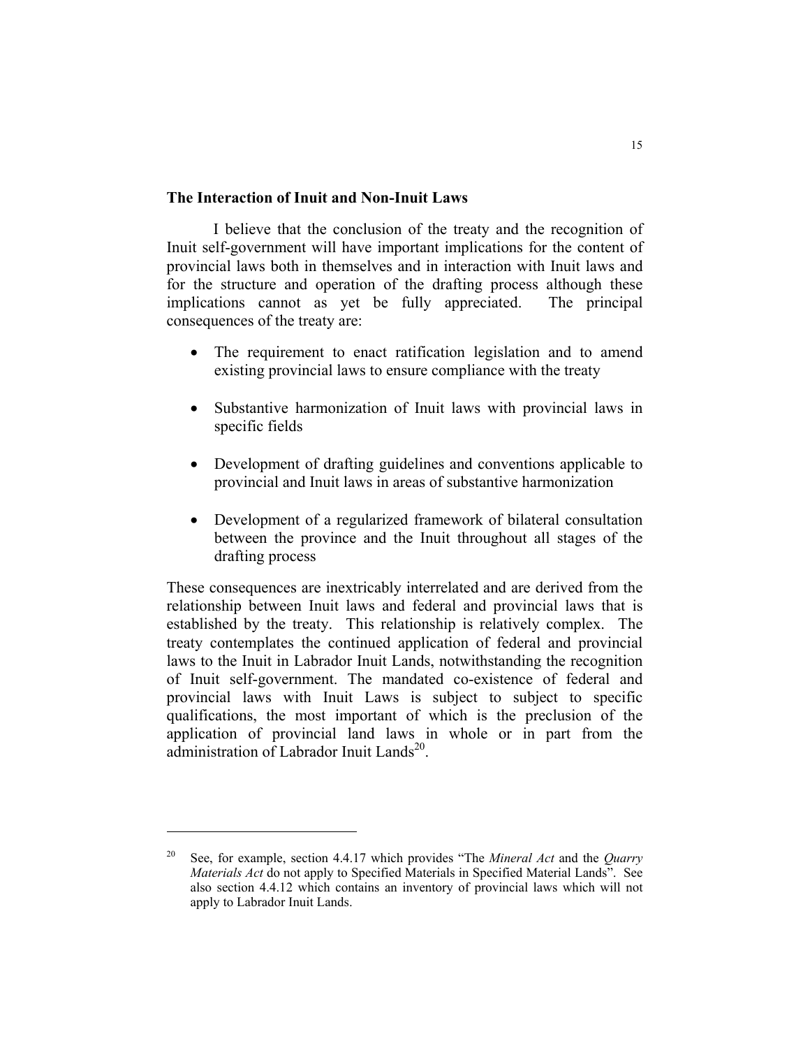**The Interaction of Inuit and Non-Inuit Laws**

I believe that the conclusion of the treaty and the recognition of Inuit self-government will have important implications for the content of provincial laws both in themselves and in interaction with Inuit laws and for the structure and operation of the drafting process although these implications cannot as yet be fully appreciated. The principal consequences of the treaty are:

- The requirement to enact ratification legislation and to amend existing provincial laws to ensure compliance with the treaty
- Substantive harmonization of Inuit laws with provincial laws in specific fields
- Development of drafting guidelines and conventions applicable to provincial and Inuit laws in areas of substantive harmonization
- Development of a regularized framework of bilateral consultation between the province and the Inuit throughout all stages of the drafting process

These consequences are inextricably interrelated and are derived from the relationship between Inuit laws and federal and provincial laws that is established by the treaty. This relationship is relatively complex. The treaty contemplates the continued application of federal and provincial laws to the Inuit in Labrador Inuit Lands, notwithstanding the recognition of Inuit self-government. The mandated co-existence of federal and provincial laws with Inuit Laws is subject to subject to specific qualifications, the most important of which is the preclusion of the application of provincial land laws in whole or in part from the administration of Labrador Inuit Lands[20].

---

[20] See, for example, section 4.4.17 which provides "The *Mineral Act* and the *Quarry Materials Act* do not apply to Specified Materials in Specified Material Lands". See also section 4.4.12 which contains an inventory of provincial laws which will not apply to Labrador Inuit Lands.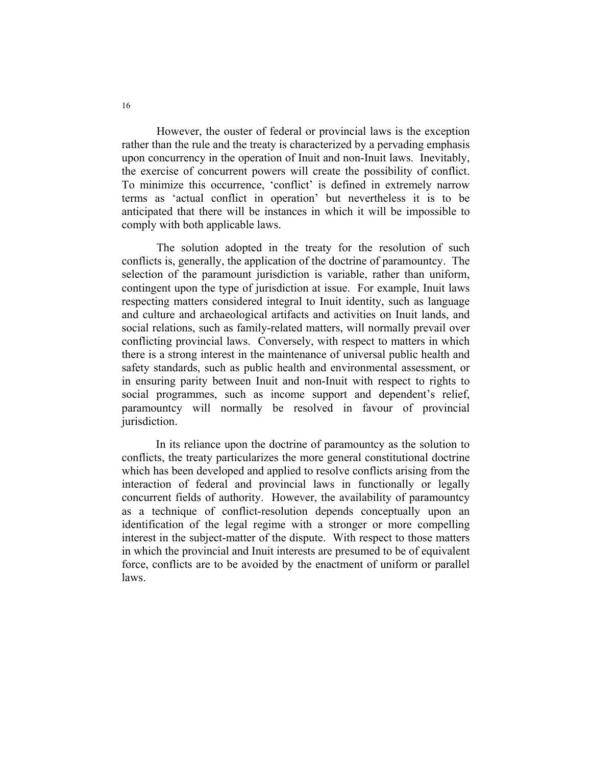However, the ouster of federal or provincial laws is the exception rather than the rule and the treaty is characterized by a pervading emphasis upon concurrency in the operation of Inuit and non-Inuit laws. Inevitably, the exercise of concurrent powers will create the possibility of conflict. To minimize this occurrence, 'conflict' is defined in extremely narrow terms as 'actual conflict in operation' but nevertheless it is to be anticipated that there will be instances in which it will be impossible to comply with both applicable laws.

The solution adopted in the treaty for the resolution of such conflicts is, generally, the application of the doctrine of paramountcy. The selection of the paramount jurisdiction is variable, rather than uniform, contingent upon the type of jurisdiction at issue. For example, Inuit laws respecting matters considered integral to Inuit identity, such as language and culture and archaeological artifacts and activities on Inuit lands, and social relations, such as family-related matters, will normally prevail over conflicting provincial laws. Conversely, with respect to matters in which there is a strong interest in the maintenance of universal public health and safety standards, such as public health and environmental assessment, or in ensuring parity between Inuit and non-Inuit with respect to rights to social programmes, such as income support and dependent's relief, paramountcy will normally be resolved in favour of provincial jurisdiction.

In its reliance upon the doctrine of paramountcy as the solution to conflicts, the treaty particularizes the more general constitutional doctrine which has been developed and applied to resolve conflicts arising from the interaction of federal and provincial laws in functionally or legally concurrent fields of authority. However, the availability of paramountcy as a technique of conflict-resolution depends conceptually upon an identification of the legal regime with a stronger or more compelling interest in the subject-matter of the dispute. With respect to those matters in which the provincial and Inuit interests are presumed to be of equivalent force, conflicts are to be avoided by the enactment of uniform or parallel laws.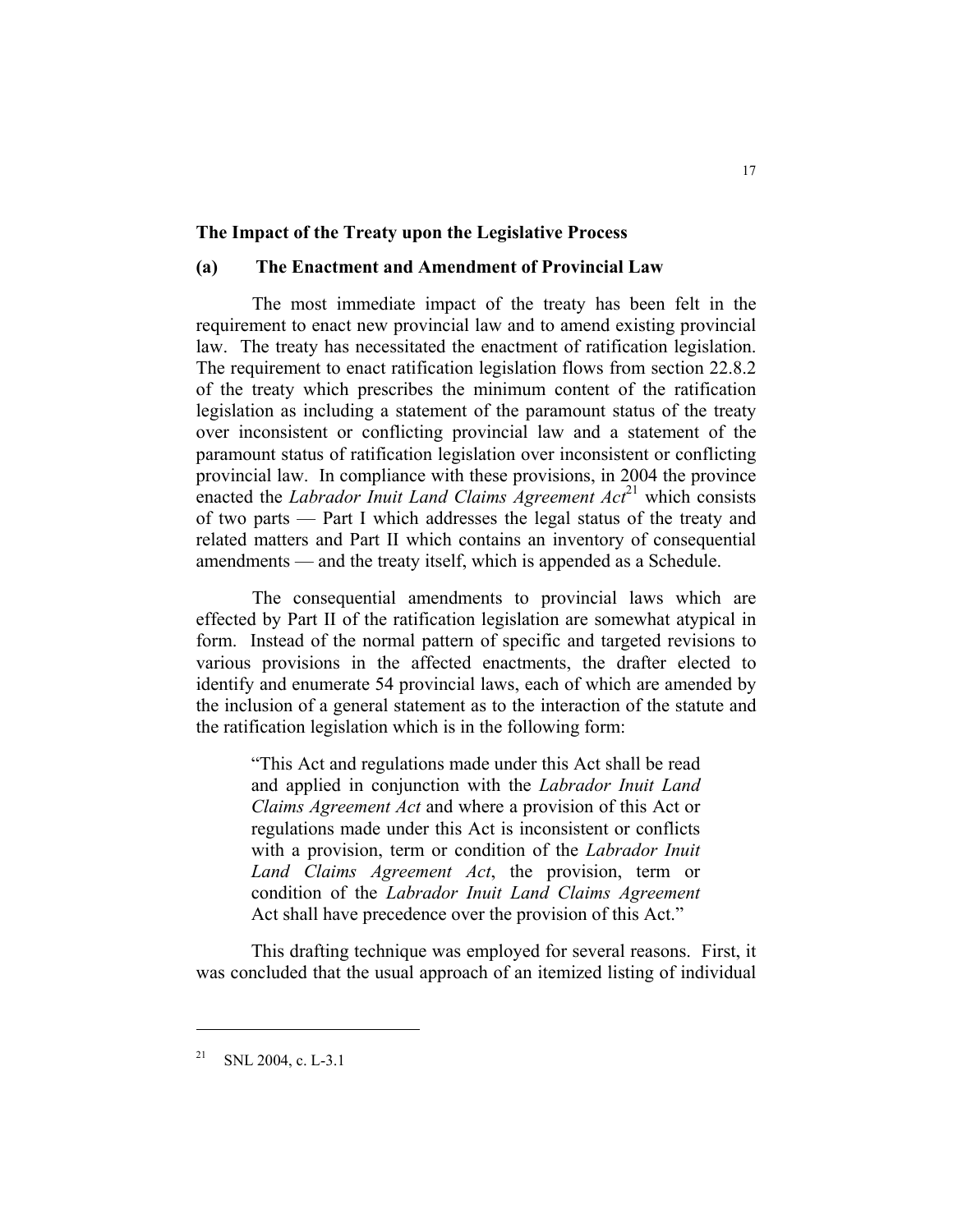## The Impact of the Treaty upon the Legislative Process

### (a) The Enactment and Amendment of Provincial Law

The most immediate impact of the treaty has been felt in the requirement to enact new provincial law and to amend existing provincial law. The treaty has necessitated the enactment of ratification legislation. The requirement to enact ratification legislation flows from section 22.8.2 of the treaty which prescribes the minimum content of the ratification legislation as including a statement of the paramount status of the treaty over inconsistent or conflicting provincial law and a statement of the paramount status of ratification legislation over inconsistent or conflicting provincial law. In compliance with these provisions, in 2004 the province enacted the *Labrador Inuit Land Claims Agreement Act*[21] which consists of two parts — Part I which addresses the legal status of the treaty and related matters and Part II which contains an inventory of consequential amendments — and the treaty itself, which is appended as a Schedule.

The consequential amendments to provincial laws which are effected by Part II of the ratification legislation are somewhat atypical in form. Instead of the normal pattern of specific and targeted revisions to various provisions in the affected enactments, the drafter elected to identify and enumerate 54 provincial laws, each of which are amended by the inclusion of a general statement as to the interaction of the statute and the ratification legislation which is in the following form:

> "This Act and regulations made under this Act shall be read and applied in conjunction with the *Labrador Inuit Land Claims Agreement Act* and where a provision of this Act or regulations made under this Act is inconsistent or conflicts with a provision, term or condition of the *Labrador Inuit Land Claims Agreement Act*, the provision, term or condition of the *Labrador Inuit Land Claims Agreement* Act shall have precedence over the provision of this Act."

This drafting technique was employed for several reasons. First, it was concluded that the usual approach of an itemized listing of individual

---

[21] SNL 2004, c. L-3.1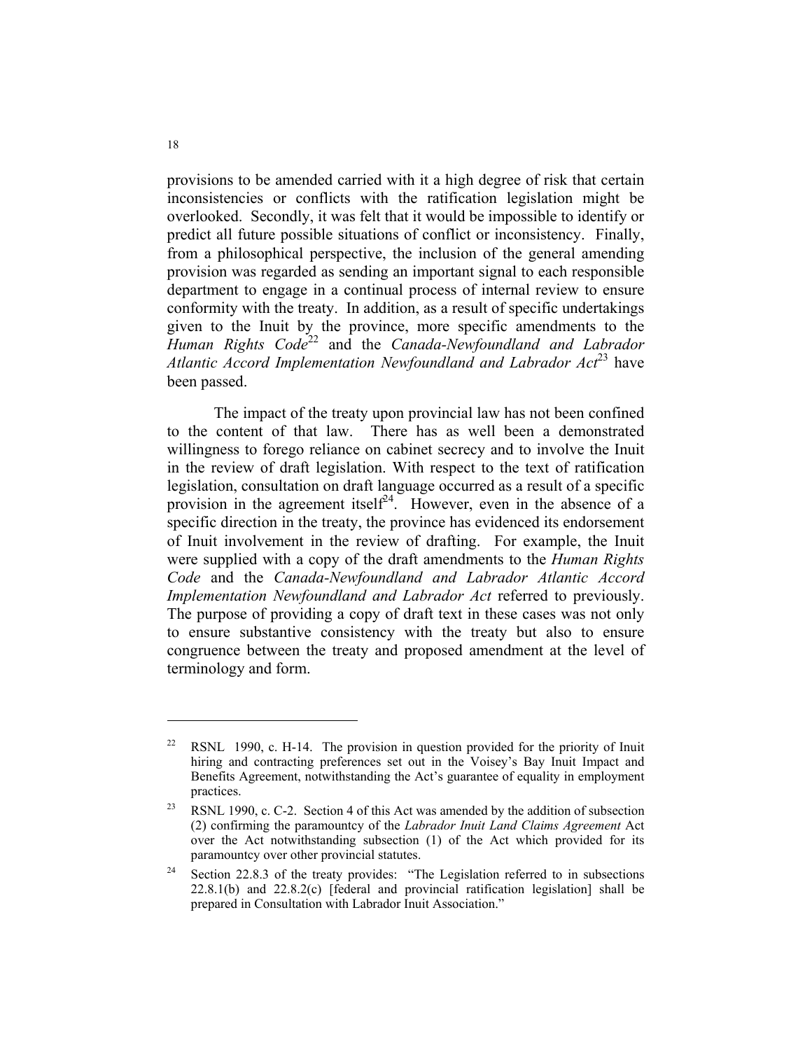provisions to be amended carried with it a high degree of risk that certain inconsistencies or conflicts with the ratification legislation might be overlooked. Secondly, it was felt that it would be impossible to identify or predict all future possible situations of conflict or inconsistency. Finally, from a philosophical perspective, the inclusion of the general amending provision was regarded as sending an important signal to each responsible department to engage in a continual process of internal review to ensure conformity with the treaty. In addition, as a result of specific undertakings given to the Inuit by the province, more specific amendments to the *Human Rights Code*[22] and the *Canada-Newfoundland and Labrador Atlantic Accord Implementation Newfoundland and Labrador Act*[23] have been passed.

The impact of the treaty upon provincial law has not been confined to the content of that law. There has as well been a demonstrated willingness to forego reliance on cabinet secrecy and to involve the Inuit in the review of draft legislation. With respect to the text of ratification legislation, consultation on draft language occurred as a result of a specific provision in the agreement itself[24]. However, even in the absence of a specific direction in the treaty, the province has evidenced its endorsement of Inuit involvement in the review of drafting. For example, the Inuit were supplied with a copy of the draft amendments to the *Human Rights Code* and the *Canada-Newfoundland and Labrador Atlantic Accord Implementation Newfoundland and Labrador Act* referred to previously. The purpose of providing a copy of draft text in these cases was not only to ensure substantive consistency with the treaty but also to ensure congruence between the treaty and proposed amendment at the level of terminology and form.

---

[22] RSNL 1990, c. H-14. The provision in question provided for the priority of Inuit hiring and contracting preferences set out in the Voisey's Bay Inuit Impact and Benefits Agreement, notwithstanding the Act's guarantee of equality in employment practices.

[23] RSNL 1990, c. C-2. Section 4 of this Act was amended by the addition of subsection (2) confirming the paramountcy of the *Labrador Inuit Land Claims Agreement* Act over the Act notwithstanding subsection (1) of the Act which provided for its paramountcy over other provincial statutes.

[24] Section 22.8.3 of the treaty provides: "The Legislation referred to in subsections 22.8.1(b) and 22.8.2(c) [federal and provincial ratification legislation] shall be prepared in Consultation with Labrador Inuit Association."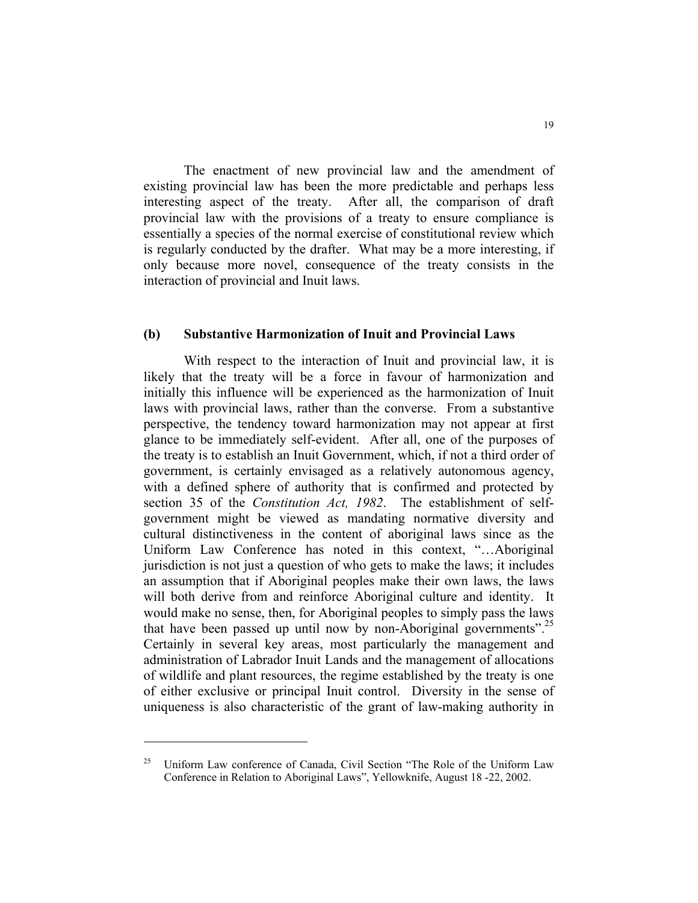The enactment of new provincial law and the amendment of existing provincial law has been the more predictable and perhaps less interesting aspect of the treaty. After all, the comparison of draft provincial law with the provisions of a treaty to ensure compliance is essentially a species of the normal exercise of constitutional review which is regularly conducted by the drafter. What may be a more interesting, if only because more novel, consequence of the treaty consists in the interaction of provincial and Inuit laws.

### (b) Substantive Harmonization of Inuit and Provincial Laws

With respect to the interaction of Inuit and provincial law, it is likely that the treaty will be a force in favour of harmonization and initially this influence will be experienced as the harmonization of Inuit laws with provincial laws, rather than the converse. From a substantive perspective, the tendency toward harmonization may not appear at first glance to be immediately self-evident. After all, one of the purposes of the treaty is to establish an Inuit Government, which, if not a third order of government, is certainly envisaged as a relatively autonomous agency, with a defined sphere of authority that is confirmed and protected by section 35 of the *Constitution Act, 1982*. The establishment of self-government might be viewed as mandating normative diversity and cultural distinctiveness in the content of aboriginal laws since as the Uniform Law Conference has noted in this context, "…Aboriginal jurisdiction is not just a question of who gets to make the laws; it includes an assumption that if Aboriginal peoples make their own laws, the laws will both derive from and reinforce Aboriginal culture and identity. It would make no sense, then, for Aboriginal peoples to simply pass the laws that have been passed up until now by non-Aboriginal governments".[25] Certainly in several key areas, most particularly the management and administration of Labrador Inuit Lands and the management of allocations of wildlife and plant resources, the regime established by the treaty is one of either exclusive or principal Inuit control. Diversity in the sense of uniqueness is also characteristic of the grant of law-making authority in

---

[25] Uniform Law conference of Canada, Civil Section "The Role of the Uniform Law Conference in Relation to Aboriginal Laws", Yellowknife, August 18 -22, 2002.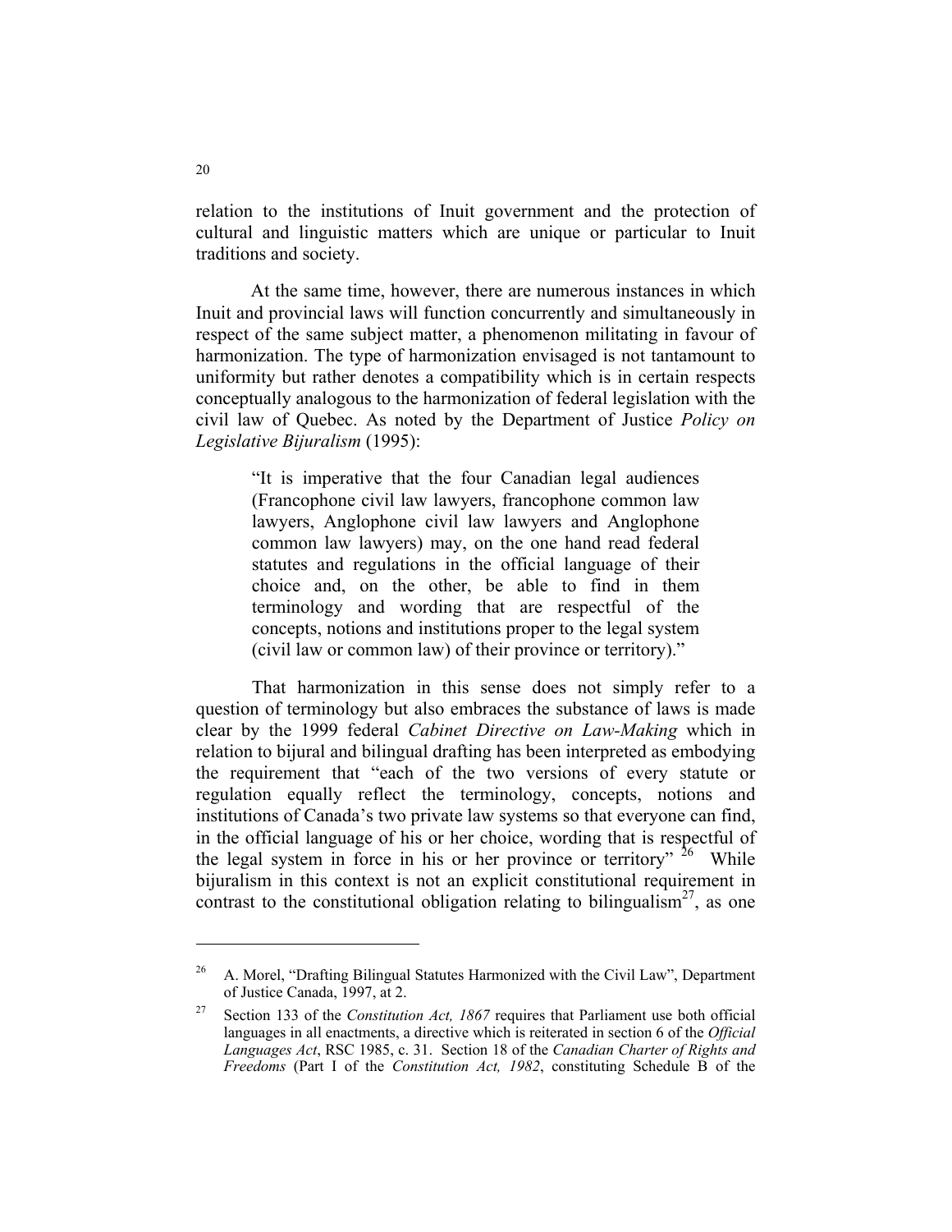relation to the institutions of Inuit government and the protection of cultural and linguistic matters which are unique or particular to Inuit traditions and society.

At the same time, however, there are numerous instances in which Inuit and provincial laws will function concurrently and simultaneously in respect of the same subject matter, a phenomenon militating in favour of harmonization. The type of harmonization envisaged is not tantamount to uniformity but rather denotes a compatibility which is in certain respects conceptually analogous to the harmonization of federal legislation with the civil law of Quebec. As noted by the Department of Justice *Policy on Legislative Bijuralism* (1995):

> "It is imperative that the four Canadian legal audiences (Francophone civil law lawyers, francophone common law lawyers, Anglophone civil law lawyers and Anglophone common law lawyers) may, on the one hand read federal statutes and regulations in the official language of their choice and, on the other, be able to find in them terminology and wording that are respectful of the concepts, notions and institutions proper to the legal system (civil law or common law) of their province or territory)."

That harmonization in this sense does not simply refer to a question of terminology but also embraces the substance of laws is made clear by the 1999 federal *Cabinet Directive on Law-Making* which in relation to bijural and bilingual drafting has been interpreted as embodying the requirement that "each of the two versions of every statute or regulation equally reflect the terminology, concepts, notions and institutions of Canada's two private law systems so that everyone can find, in the official language of his or her choice, wording that is respectful of the legal system in force in his or her province or territory" [26] While bijuralism in this context is not an explicit constitutional requirement in contrast to the constitutional obligation relating to bilingualism[27], as one

---

[26] A. Morel, "Drafting Bilingual Statutes Harmonized with the Civil Law", Department of Justice Canada, 1997, at 2.

[27] Section 133 of the *Constitution Act, 1867* requires that Parliament use both official languages in all enactments, a directive which is reiterated in section 6 of the *Official Languages Act*, RSC 1985, c. 31. Section 18 of the *Canadian Charter of Rights and Freedoms* (Part I of the *Constitution Act, 1982*, constituting Schedule B of the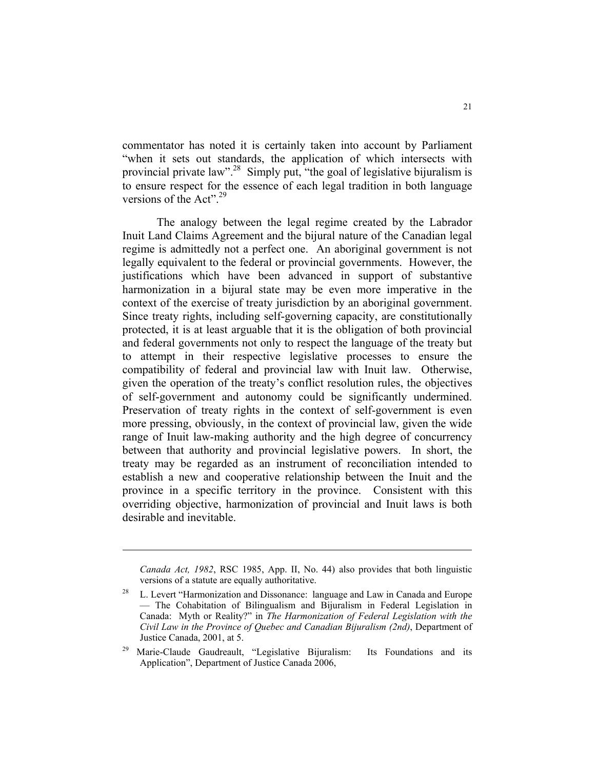commentator has noted it is certainly taken into account by Parliament "when it sets out standards, the application of which intersects with provincial private law".[28] Simply put, "the goal of legislative bijuralism is to ensure respect for the essence of each legal tradition in both language versions of the Act".[29]

The analogy between the legal regime created by the Labrador Inuit Land Claims Agreement and the bijural nature of the Canadian legal regime is admittedly not a perfect one. An aboriginal government is not legally equivalent to the federal or provincial governments. However, the justifications which have been advanced in support of substantive harmonization in a bijural state may be even more imperative in the context of the exercise of treaty jurisdiction by an aboriginal government. Since treaty rights, including self-governing capacity, are constitutionally protected, it is at least arguable that it is the obligation of both provincial and federal governments not only to respect the language of the treaty but to attempt in their respective legislative processes to ensure the compatibility of federal and provincial law with Inuit law. Otherwise, given the operation of the treaty's conflict resolution rules, the objectives of self-government and autonomy could be significantly undermined. Preservation of treaty rights in the context of self-government is even more pressing, obviously, in the context of provincial law, given the wide range of Inuit law-making authority and the high degree of concurrency between that authority and provincial legislative powers. In short, the treaty may be regarded as an instrument of reconciliation intended to establish a new and cooperative relationship between the Inuit and the province in a specific territory in the province. Consistent with this overriding objective, harmonization of provincial and Inuit laws is both desirable and inevitable.

---

*Canada Act, 1982*, RSC 1985, App. II, No. 44) also provides that both linguistic versions of a statute are equally authoritative.

[28] L. Levert "Harmonization and Dissonance: language and Law in Canada and Europe — The Cohabitation of Bilingualism and Bijuralism in Federal Legislation in Canada: Myth or Reality?" in *The Harmonization of Federal Legislation with the Civil Law in the Province of Quebec and Canadian Bijuralism (2nd)*, Department of Justice Canada, 2001, at 5.

[29] Marie-Claude Gaudreault, "Legislative Bijuralism: Its Foundations and its Application", Department of Justice Canada 2006,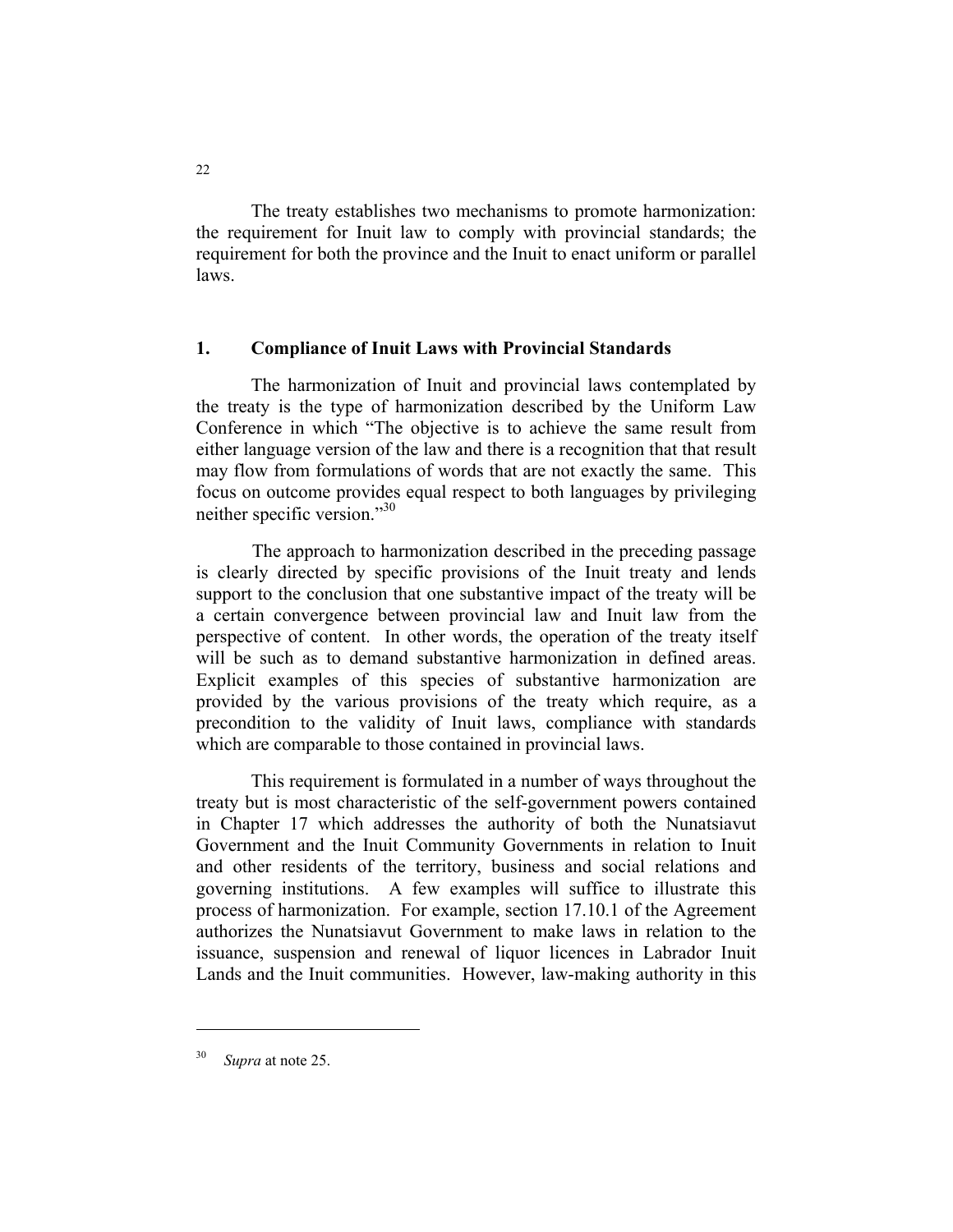The treaty establishes two mechanisms to promote harmonization: the requirement for Inuit law to comply with provincial standards; the requirement for both the province and the Inuit to enact uniform or parallel laws.

## 1. Compliance of Inuit Laws with Provincial Standards

The harmonization of Inuit and provincial laws contemplated by the treaty is the type of harmonization described by the Uniform Law Conference in which "The objective is to achieve the same result from either language version of the law and there is a recognition that that result may flow from formulations of words that are not exactly the same. This focus on outcome provides equal respect to both languages by privileging neither specific version."[30]

The approach to harmonization described in the preceding passage is clearly directed by specific provisions of the Inuit treaty and lends support to the conclusion that one substantive impact of the treaty will be a certain convergence between provincial law and Inuit law from the perspective of content. In other words, the operation of the treaty itself will be such as to demand substantive harmonization in defined areas. Explicit examples of this species of substantive harmonization are provided by the various provisions of the treaty which require, as a precondition to the validity of Inuit laws, compliance with standards which are comparable to those contained in provincial laws.

This requirement is formulated in a number of ways throughout the treaty but is most characteristic of the self-government powers contained in Chapter 17 which addresses the authority of both the Nunatsiavut Government and the Inuit Community Governments in relation to Inuit and other residents of the territory, business and social relations and governing institutions. A few examples will suffice to illustrate this process of harmonization. For example, section 17.10.1 of the Agreement authorizes the Nunatsiavut Government to make laws in relation to the issuance, suspension and renewal of liquor licences in Labrador Inuit Lands and the Inuit communities. However, law-making authority in this

---

[30] *Supra* at note 25.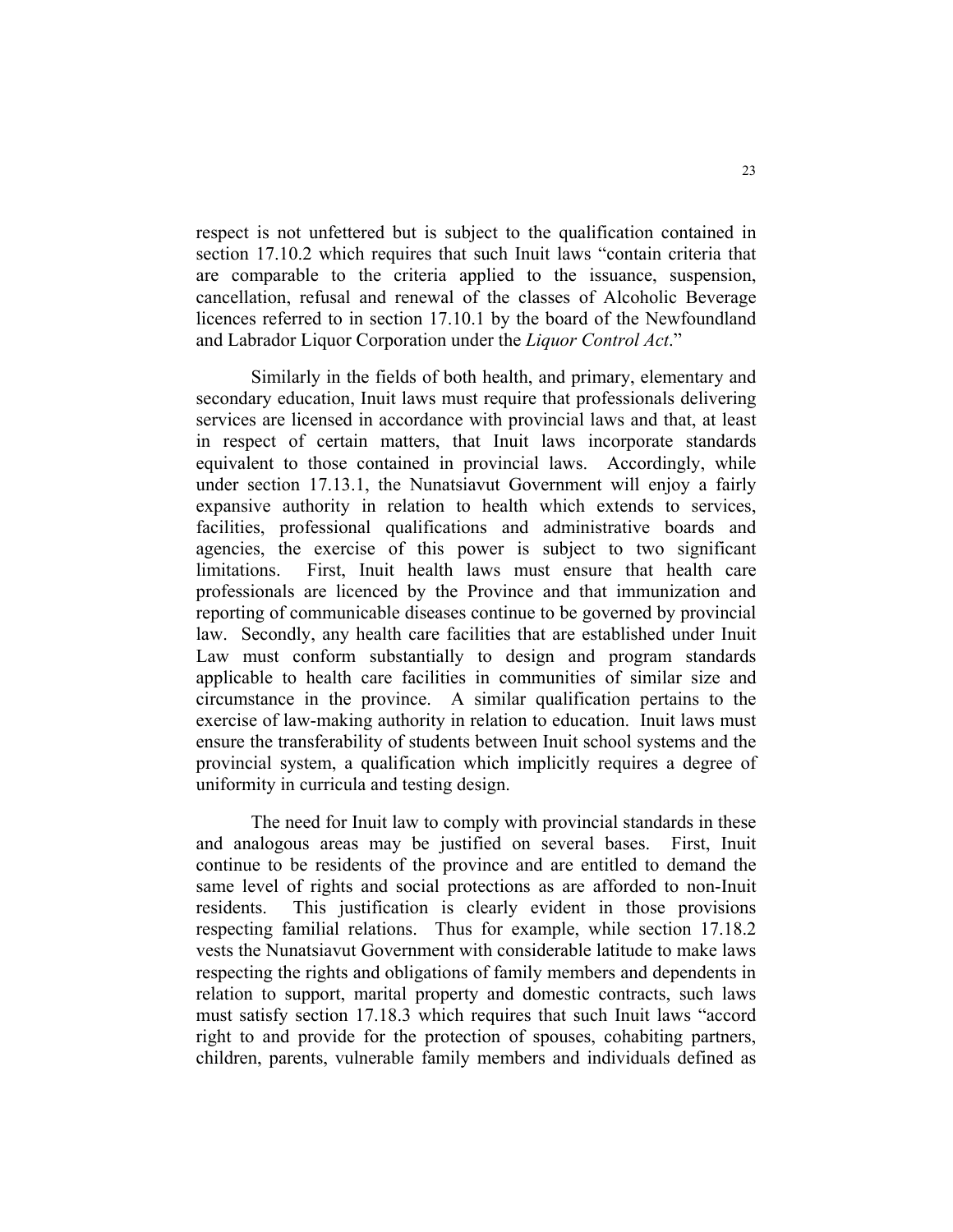respect is not unfettered but is subject to the qualification contained in section 17.10.2 which requires that such Inuit laws "contain criteria that are comparable to the criteria applied to the issuance, suspension, cancellation, refusal and renewal of the classes of Alcoholic Beverage licences referred to in section 17.10.1 by the board of the Newfoundland and Labrador Liquor Corporation under the *Liquor Control Act*."

Similarly in the fields of both health, and primary, elementary and secondary education, Inuit laws must require that professionals delivering services are licensed in accordance with provincial laws and that, at least in respect of certain matters, that Inuit laws incorporate standards equivalent to those contained in provincial laws. Accordingly, while under section 17.13.1, the Nunatsiavut Government will enjoy a fairly expansive authority in relation to health which extends to services, facilities, professional qualifications and administrative boards and agencies, the exercise of this power is subject to two significant limitations. First, Inuit health laws must ensure that health care professionals are licenced by the Province and that immunization and reporting of communicable diseases continue to be governed by provincial law. Secondly, any health care facilities that are established under Inuit Law must conform substantially to design and program standards applicable to health care facilities in communities of similar size and circumstance in the province. A similar qualification pertains to the exercise of law-making authority in relation to education. Inuit laws must ensure the transferability of students between Inuit school systems and the provincial system, a qualification which implicitly requires a degree of uniformity in curricula and testing design.

The need for Inuit law to comply with provincial standards in these and analogous areas may be justified on several bases. First, Inuit continue to be residents of the province and are entitled to demand the same level of rights and social protections as are afforded to non-Inuit residents. This justification is clearly evident in those provisions respecting familial relations. Thus for example, while section 17.18.2 vests the Nunatsiavut Government with considerable latitude to make laws respecting the rights and obligations of family members and dependents in relation to support, marital property and domestic contracts, such laws must satisfy section 17.18.3 which requires that such Inuit laws "accord right to and provide for the protection of spouses, cohabiting partners, children, parents, vulnerable family members and individuals defined as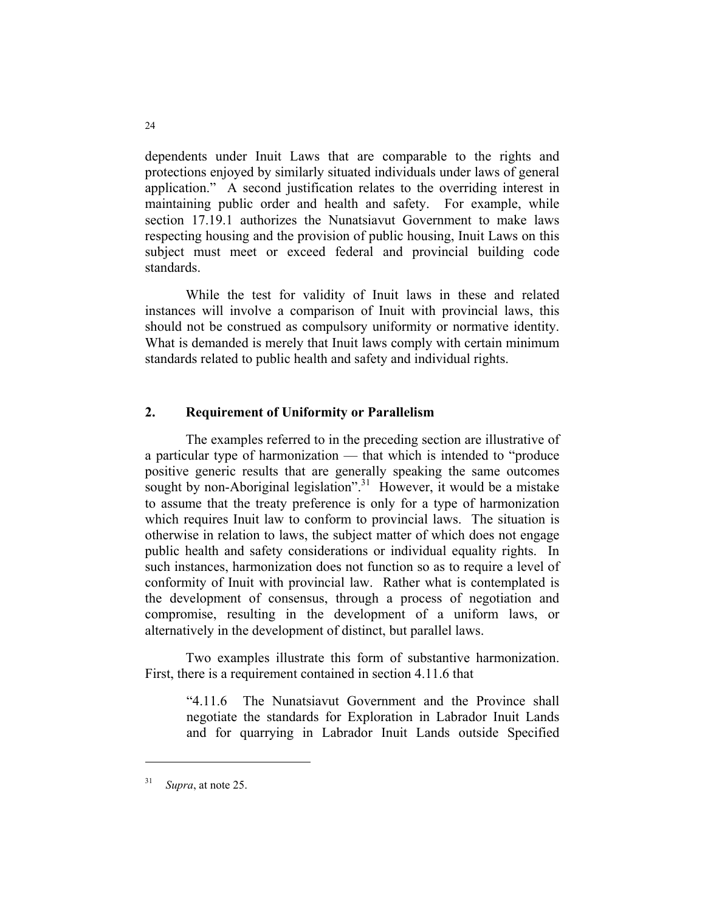dependents under Inuit Laws that are comparable to the rights and protections enjoyed by similarly situated individuals under laws of general application." A second justification relates to the overriding interest in maintaining public order and health and safety. For example, while section 17.19.1 authorizes the Nunatsiavut Government to make laws respecting housing and the provision of public housing, Inuit Laws on this subject must meet or exceed federal and provincial building code standards.

While the test for validity of Inuit laws in these and related instances will involve a comparison of Inuit with provincial laws, this should not be construed as compulsory uniformity or normative identity. What is demanded is merely that Inuit laws comply with certain minimum standards related to public health and safety and individual rights.

## 2. Requirement of Uniformity or Parallelism

The examples referred to in the preceding section are illustrative of a particular type of harmonization — that which is intended to "produce positive generic results that are generally speaking the same outcomes sought by non-Aboriginal legislation".[31] However, it would be a mistake to assume that the treaty preference is only for a type of harmonization which requires Inuit law to conform to provincial laws. The situation is otherwise in relation to laws, the subject matter of which does not engage public health and safety considerations or individual equality rights. In such instances, harmonization does not function so as to require a level of conformity of Inuit with provincial law. Rather what is contemplated is the development of consensus, through a process of negotiation and compromise, resulting in the development of a uniform laws, or alternatively in the development of distinct, but parallel laws.

Two examples illustrate this form of substantive harmonization. First, there is a requirement contained in section 4.11.6 that

> "4.11.6 The Nunatsiavut Government and the Province shall negotiate the standards for Exploration in Labrador Inuit Lands and for quarrying in Labrador Inuit Lands outside Specified

---

[31] *Supra*, at note 25.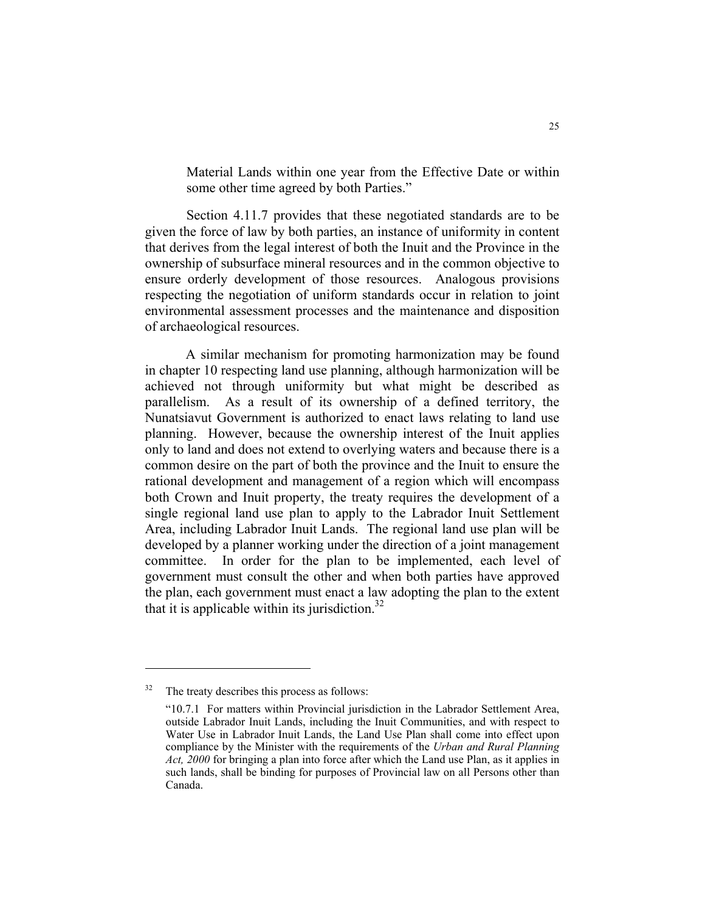> Material Lands within one year from the Effective Date or within some other time agreed by both Parties."

Section 4.11.7 provides that these negotiated standards are to be given the force of law by both parties, an instance of uniformity in content that derives from the legal interest of both the Inuit and the Province in the ownership of subsurface mineral resources and in the common objective to ensure orderly development of those resources. Analogous provisions respecting the negotiation of uniform standards occur in relation to joint environmental assessment processes and the maintenance and disposition of archaeological resources.

A similar mechanism for promoting harmonization may be found in chapter 10 respecting land use planning, although harmonization will be achieved not through uniformity but what might be described as parallelism. As a result of its ownership of a defined territory, the Nunatsiavut Government is authorized to enact laws relating to land use planning. However, because the ownership interest of the Inuit applies only to land and does not extend to overlying waters and because there is a common desire on the part of both the province and the Inuit to ensure the rational development and management of a region which will encompass both Crown and Inuit property, the treaty requires the development of a single regional land use plan to apply to the Labrador Inuit Settlement Area, including Labrador Inuit Lands. The regional land use plan will be developed by a planner working under the direction of a joint management committee. In order for the plan to be implemented, each level of government must consult the other and when both parties have approved the plan, each government must enact a law adopting the plan to the extent that it is applicable within its jurisdiction.[32]

---

[32] The treaty describes this process as follows:

> "10.7.1 For matters within Provincial jurisdiction in the Labrador Settlement Area, outside Labrador Inuit Lands, including the Inuit Communities, and with respect to Water Use in Labrador Inuit Lands, the Land Use Plan shall come into effect upon compliance by the Minister with the requirements of the *Urban and Rural Planning Act, 2000* for bringing a plan into force after which the Land use Plan, as it applies in such lands, shall be binding for purposes of Provincial law on all Persons other than Canada.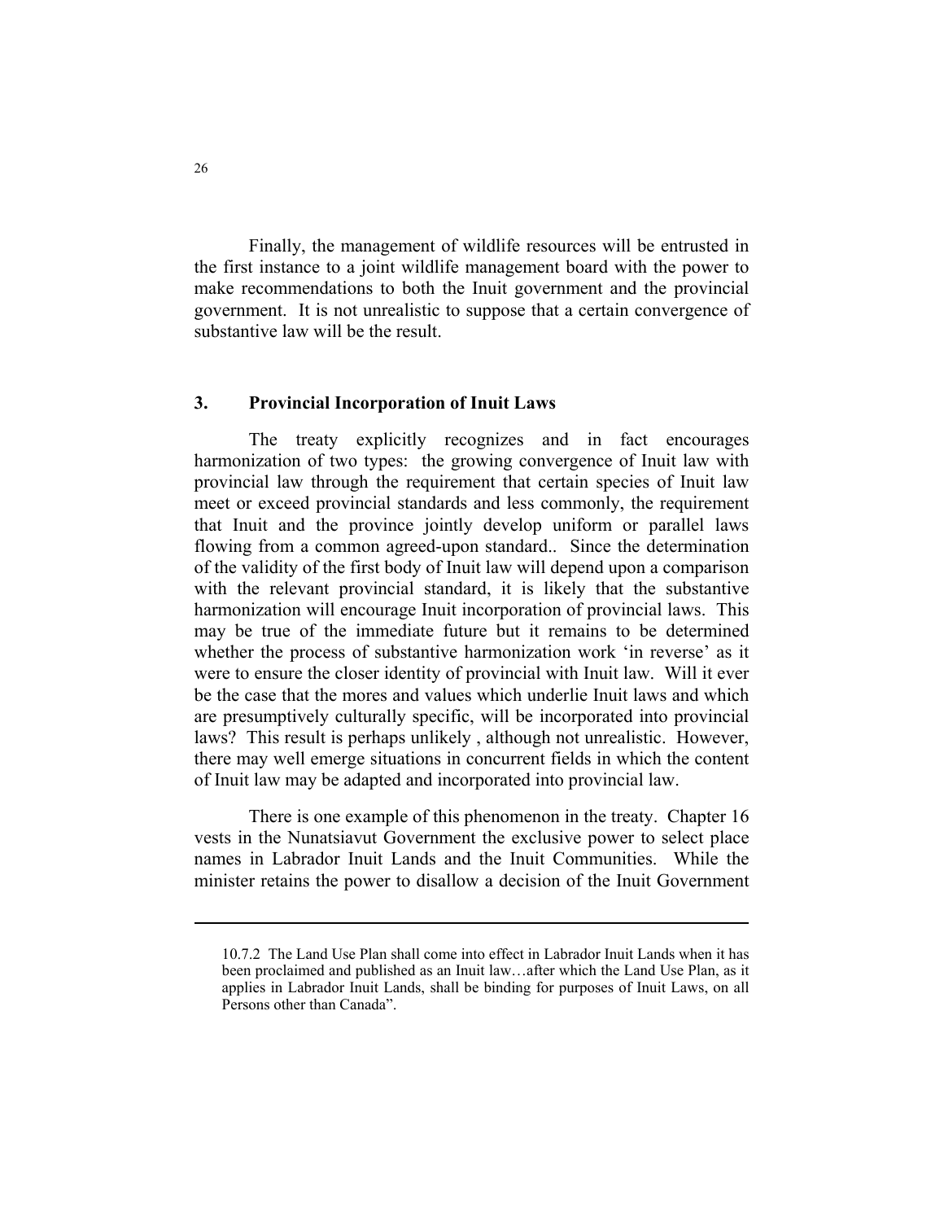Finally, the management of wildlife resources will be entrusted in the first instance to a joint wildlife management board with the power to make recommendations to both the Inuit government and the provincial government. It is not unrealistic to suppose that a certain convergence of substantive law will be the result.

## 3. Provincial Incorporation of Inuit Laws

The treaty explicitly recognizes and in fact encourages harmonization of two types: the growing convergence of Inuit law with provincial law through the requirement that certain species of Inuit law meet or exceed provincial standards and less commonly, the requirement that Inuit and the province jointly develop uniform or parallel laws flowing from a common agreed-upon standard.. Since the determination of the validity of the first body of Inuit law will depend upon a comparison with the relevant provincial standard, it is likely that the substantive harmonization will encourage Inuit incorporation of provincial laws. This may be true of the immediate future but it remains to be determined whether the process of substantive harmonization work 'in reverse' as it were to ensure the closer identity of provincial with Inuit law. Will it ever be the case that the mores and values which underlie Inuit laws and which are presumptively culturally specific, will be incorporated into provincial laws? This result is perhaps unlikely , although not unrealistic. However, there may well emerge situations in concurrent fields in which the content of Inuit law may be adapted and incorporated into provincial law.

There is one example of this phenomenon in the treaty. Chapter 16 vests in the Nunatsiavut Government the exclusive power to select place names in Labrador Inuit Lands and the Inuit Communities. While the minister retains the power to disallow a decision of the Inuit Government

---

10.7.2 The Land Use Plan shall come into effect in Labrador Inuit Lands when it has been proclaimed and published as an Inuit law…after which the Land Use Plan, as it applies in Labrador Inuit Lands, shall be binding for purposes of Inuit Laws, on all Persons other than Canada".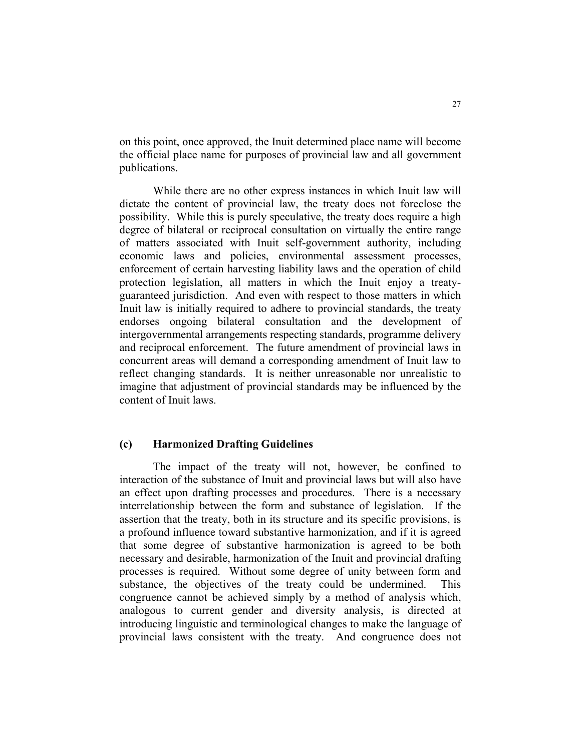on this point, once approved, the Inuit determined place name will become the official place name for purposes of provincial law and all government publications.

While there are no other express instances in which Inuit law will dictate the content of provincial law, the treaty does not foreclose the possibility. While this is purely speculative, the treaty does require a high degree of bilateral or reciprocal consultation on virtually the entire range of matters associated with Inuit self-government authority, including economic laws and policies, environmental assessment processes, enforcement of certain harvesting liability laws and the operation of child protection legislation, all matters in which the Inuit enjoy a treaty-guaranteed jurisdiction. And even with respect to those matters in which Inuit law is initially required to adhere to provincial standards, the treaty endorses ongoing bilateral consultation and the development of intergovernmental arrangements respecting standards, programme delivery and reciprocal enforcement. The future amendment of provincial laws in concurrent areas will demand a corresponding amendment of Inuit law to reflect changing standards. It is neither unreasonable nor unrealistic to imagine that adjustment of provincial standards may be influenced by the content of Inuit laws.

### (c) Harmonized Drafting Guidelines

The impact of the treaty will not, however, be confined to interaction of the substance of Inuit and provincial laws but will also have an effect upon drafting processes and procedures. There is a necessary interrelationship between the form and substance of legislation. If the assertion that the treaty, both in its structure and its specific provisions, is a profound influence toward substantive harmonization, and if it is agreed that some degree of substantive harmonization is agreed to be both necessary and desirable, harmonization of the Inuit and provincial drafting processes is required. Without some degree of unity between form and substance, the objectives of the treaty could be undermined. This congruence cannot be achieved simply by a method of analysis which, analogous to current gender and diversity analysis, is directed at introducing linguistic and terminological changes to make the language of provincial laws consistent with the treaty. And congruence does not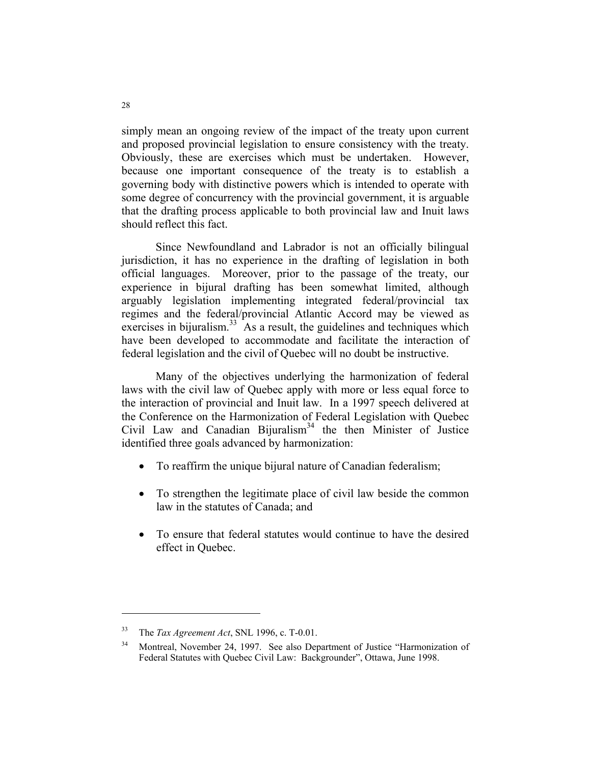simply mean an ongoing review of the impact of the treaty upon current and proposed provincial legislation to ensure consistency with the treaty. Obviously, these are exercises which must be undertaken. However, because one important consequence of the treaty is to establish a governing body with distinctive powers which is intended to operate with some degree of concurrency with the provincial government, it is arguable that the drafting process applicable to both provincial law and Inuit laws should reflect this fact.

Since Newfoundland and Labrador is not an officially bilingual jurisdiction, it has no experience in the drafting of legislation in both official languages. Moreover, prior to the passage of the treaty, our experience in bijural drafting has been somewhat limited, although arguably legislation implementing integrated federal/provincial tax regimes and the federal/provincial Atlantic Accord may be viewed as exercises in bijuralism.[33] As a result, the guidelines and techniques which have been developed to accommodate and facilitate the interaction of federal legislation and the civil of Quebec will no doubt be instructive.

Many of the objectives underlying the harmonization of federal laws with the civil law of Quebec apply with more or less equal force to the interaction of provincial and Inuit law. In a 1997 speech delivered at the Conference on the Harmonization of Federal Legislation with Quebec Civil Law and Canadian Bijuralism[34] the then Minister of Justice identified three goals advanced by harmonization:

- To reaffirm the unique bijural nature of Canadian federalism;
- To strengthen the legitimate place of civil law beside the common law in the statutes of Canada; and
- To ensure that federal statutes would continue to have the desired effect in Quebec.

---

[33] The *Tax Agreement Act*, SNL 1996, c. T-0.01.

[34] Montreal, November 24, 1997. See also Department of Justice "Harmonization of Federal Statutes with Quebec Civil Law: Backgrounder", Ottawa, June 1998.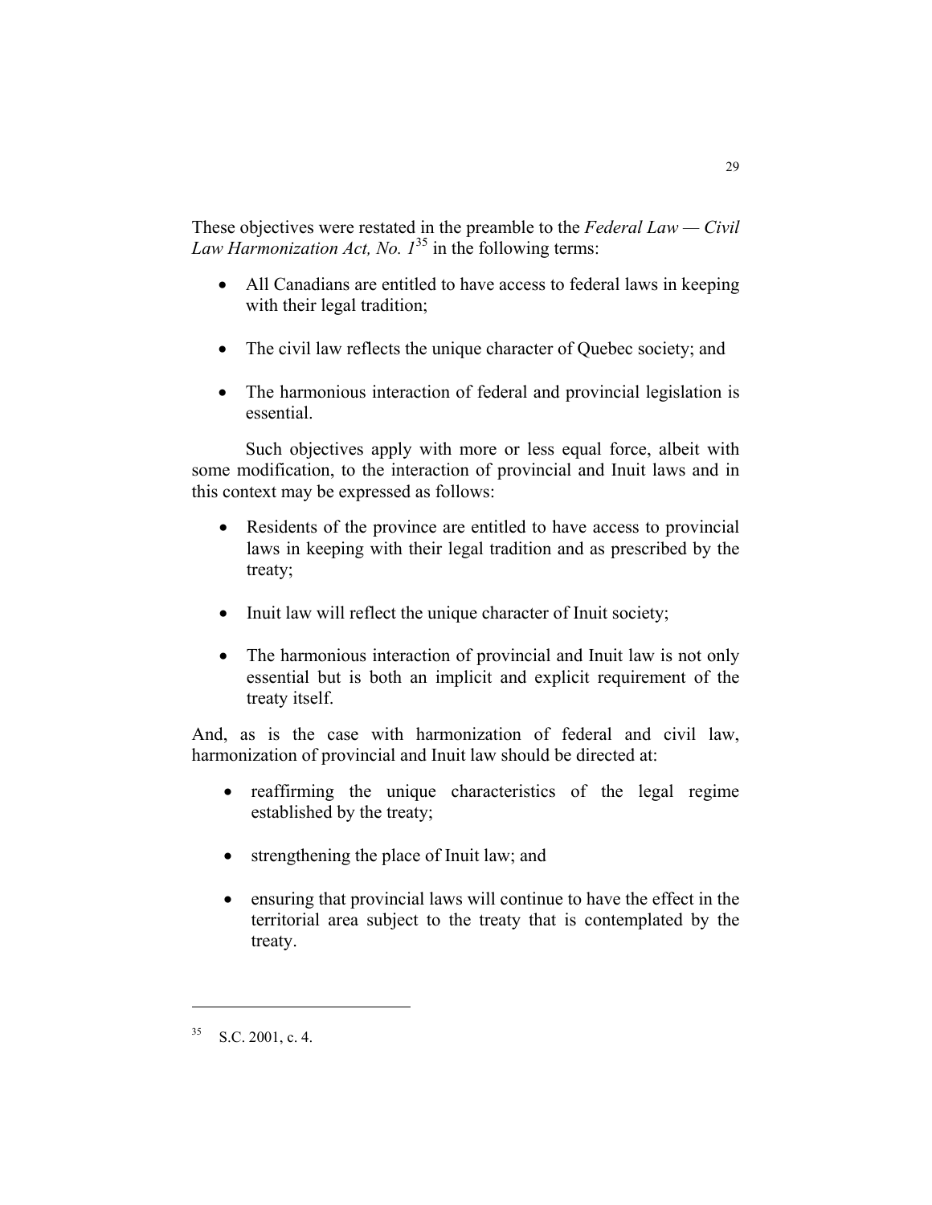These objectives were restated in the preamble to the *Federal Law — Civil Law Harmonization Act, No. 1*[35] in the following terms:

- All Canadians are entitled to have access to federal laws in keeping with their legal tradition;
- The civil law reflects the unique character of Quebec society; and
- The harmonious interaction of federal and provincial legislation is essential.

Such objectives apply with more or less equal force, albeit with some modification, to the interaction of provincial and Inuit laws and in this context may be expressed as follows:

- Residents of the province are entitled to have access to provincial laws in keeping with their legal tradition and as prescribed by the treaty;
- Inuit law will reflect the unique character of Inuit society;
- The harmonious interaction of provincial and Inuit law is not only essential but is both an implicit and explicit requirement of the treaty itself.

And, as is the case with harmonization of federal and civil law, harmonization of provincial and Inuit law should be directed at:

- reaffirming the unique characteristics of the legal regime established by the treaty;
- strengthening the place of Inuit law; and
- ensuring that provincial laws will continue to have the effect in the territorial area subject to the treaty that is contemplated by the treaty.

---

[35] S.C. 2001, c. 4.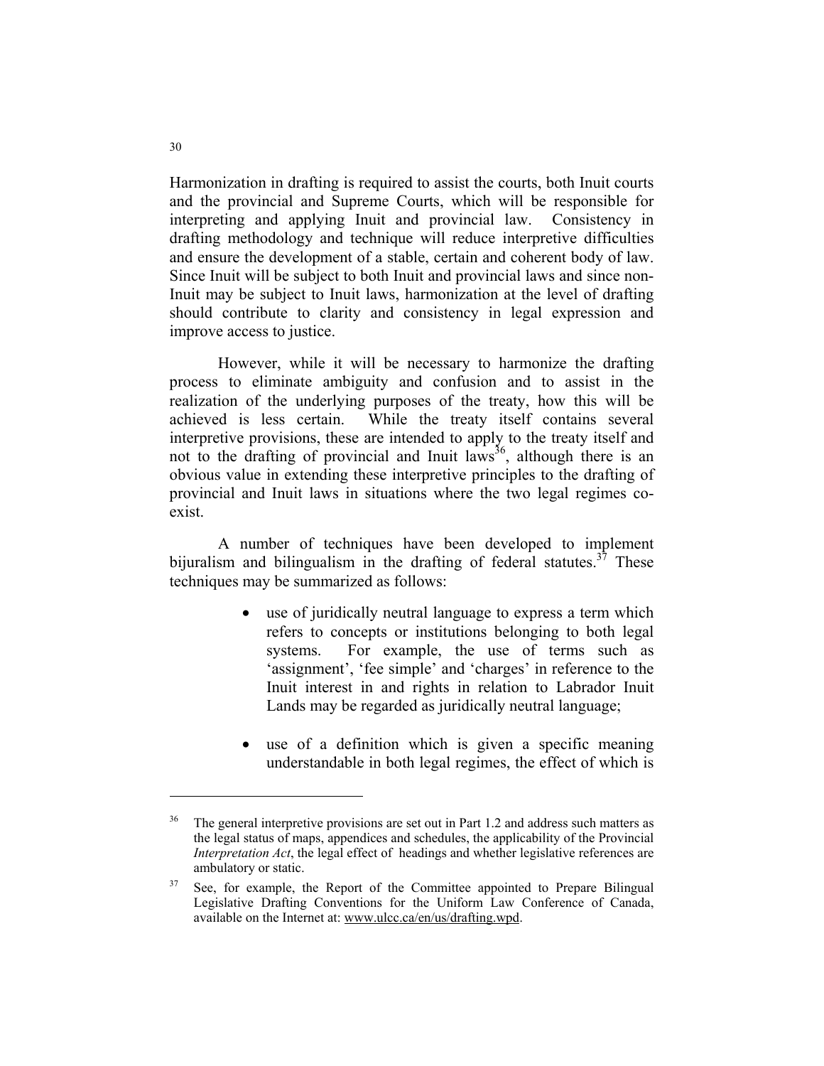Harmonization in drafting is required to assist the courts, both Inuit courts and the provincial and Supreme Courts, which will be responsible for interpreting and applying Inuit and provincial law. Consistency in drafting methodology and technique will reduce interpretive difficulties and ensure the development of a stable, certain and coherent body of law. Since Inuit will be subject to both Inuit and provincial laws and since non-Inuit may be subject to Inuit laws, harmonization at the level of drafting should contribute to clarity and consistency in legal expression and improve access to justice.

However, while it will be necessary to harmonize the drafting process to eliminate ambiguity and confusion and to assist in the realization of the underlying purposes of the treaty, how this will be achieved is less certain. While the treaty itself contains several interpretive provisions, these are intended to apply to the treaty itself and not to the drafting of provincial and Inuit laws[36], although there is an obvious value in extending these interpretive principles to the drafting of provincial and Inuit laws in situations where the two legal regimes co-exist.

A number of techniques have been developed to implement bijuralism and bilingualism in the drafting of federal statutes.[37] These techniques may be summarized as follows:

- use of juridically neutral language to express a term which refers to concepts or institutions belonging to both legal systems. For example, the use of terms such as 'assignment', 'fee simple' and 'charges' in reference to the Inuit interest in and rights in relation to Labrador Inuit Lands may be regarded as juridically neutral language;
- use of a definition which is given a specific meaning understandable in both legal regimes, the effect of which is

---

[36] The general interpretive provisions are set out in Part 1.2 and address such matters as the legal status of maps, appendices and schedules, the applicability of the Provincial *Interpretation Act*, the legal effect of headings and whether legislative references are ambulatory or static.

[37] See, for example, the Report of the Committee appointed to Prepare Bilingual Legislative Drafting Conventions for the Uniform Law Conference of Canada, available on the Internet at: www.ulcc.ca/en/us/drafting.wpd.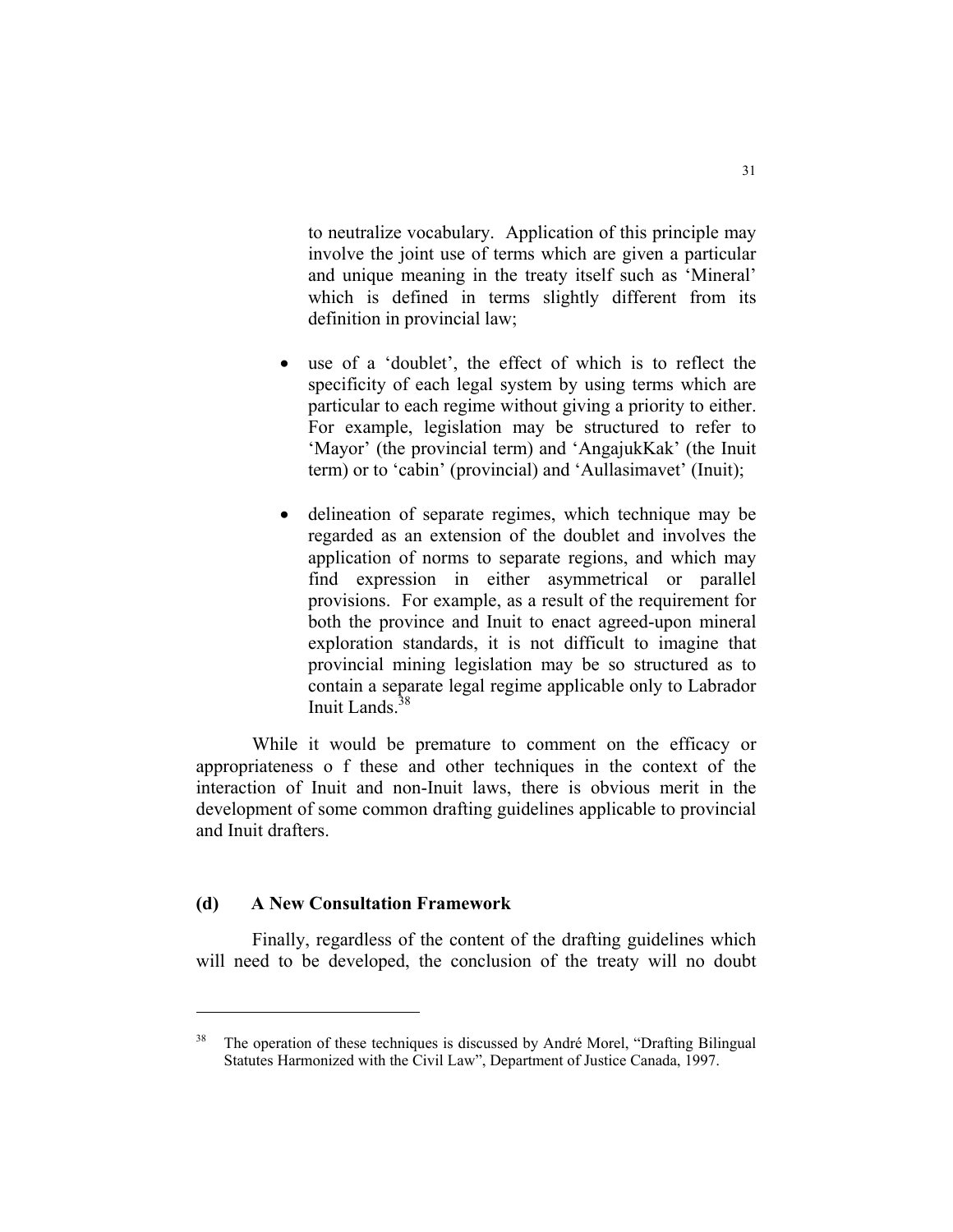to neutralize vocabulary. Application of this principle may involve the joint use of terms which are given a particular and unique meaning in the treaty itself such as 'Mineral' which is defined in terms slightly different from its definition in provincial law;

- use of a 'doublet', the effect of which is to reflect the specificity of each legal system by using terms which are particular to each regime without giving a priority to either. For example, legislation may be structured to refer to 'Mayor' (the provincial term) and 'AngajukKak' (the Inuit term) or to 'cabin' (provincial) and 'Aullasimavet' (Inuit);

- delineation of separate regimes, which technique may be regarded as an extension of the doublet and involves the application of norms to separate regions, and which may find expression in either asymmetrical or parallel provisions. For example, as a result of the requirement for both the province and Inuit to enact agreed-upon mineral exploration standards, it is not difficult to imagine that provincial mining legislation may be so structured as to contain a separate legal regime applicable only to Labrador Inuit Lands.[38]

While it would be premature to comment on the efficacy or appropriateness of these and other techniques in the context of the interaction of Inuit and non-Inuit laws, there is obvious merit in the development of some common drafting guidelines applicable to provincial and Inuit drafters.

### (d) A New Consultation Framework

Finally, regardless of the content of the drafting guidelines which will need to be developed, the conclusion of the treaty will no doubt

---

[38] The operation of these techniques is discussed by André Morel, "Drafting Bilingual Statutes Harmonized with the Civil Law", Department of Justice Canada, 1997.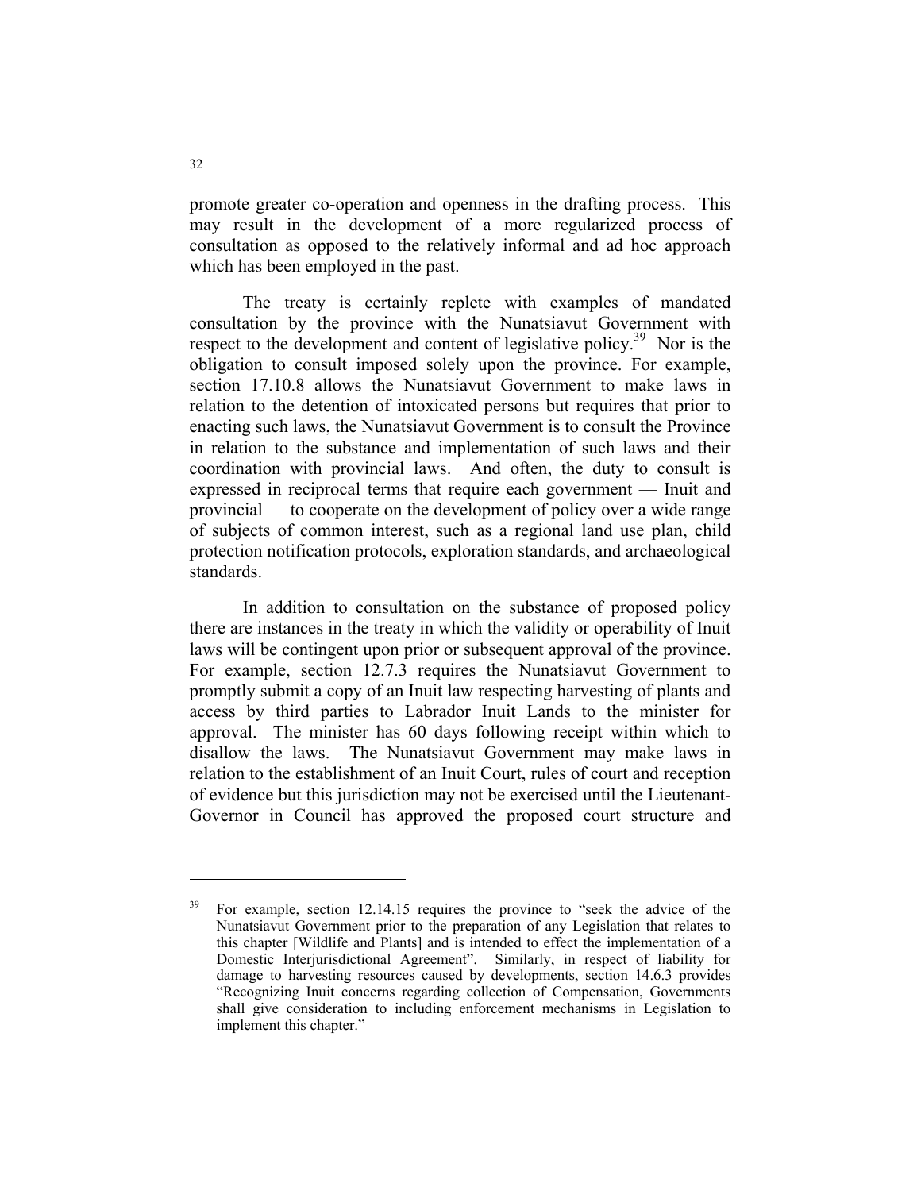promote greater co-operation and openness in the drafting process. This may result in the development of a more regularized process of consultation as opposed to the relatively informal and ad hoc approach which has been employed in the past.

The treaty is certainly replete with examples of mandated consultation by the province with the Nunatsiavut Government with respect to the development and content of legislative policy.[39] Nor is the obligation to consult imposed solely upon the province. For example, section 17.10.8 allows the Nunatsiavut Government to make laws in relation to the detention of intoxicated persons but requires that prior to enacting such laws, the Nunatsiavut Government is to consult the Province in relation to the substance and implementation of such laws and their coordination with provincial laws. And often, the duty to consult is expressed in reciprocal terms that require each government — Inuit and provincial — to cooperate on the development of policy over a wide range of subjects of common interest, such as a regional land use plan, child protection notification protocols, exploration standards, and archaeological standards.

In addition to consultation on the substance of proposed policy there are instances in the treaty in which the validity or operability of Inuit laws will be contingent upon prior or subsequent approval of the province. For example, section 12.7.3 requires the Nunatsiavut Government to promptly submit a copy of an Inuit law respecting harvesting of plants and access by third parties to Labrador Inuit Lands to the minister for approval. The minister has 60 days following receipt within which to disallow the laws. The Nunatsiavut Government may make laws in relation to the establishment of an Inuit Court, rules of court and reception of evidence but this jurisdiction may not be exercised until the Lieutenant-Governor in Council has approved the proposed court structure and

---

[39] For example, section 12.14.15 requires the province to "seek the advice of the Nunatsiavut Government prior to the preparation of any Legislation that relates to this chapter [Wildlife and Plants] and is intended to effect the implementation of a Domestic Interjurisdictional Agreement". Similarly, in respect of liability for damage to harvesting resources caused by developments, section 14.6.3 provides "Recognizing Inuit concerns regarding collection of Compensation, Governments shall give consideration to including enforcement mechanisms in Legislation to implement this chapter."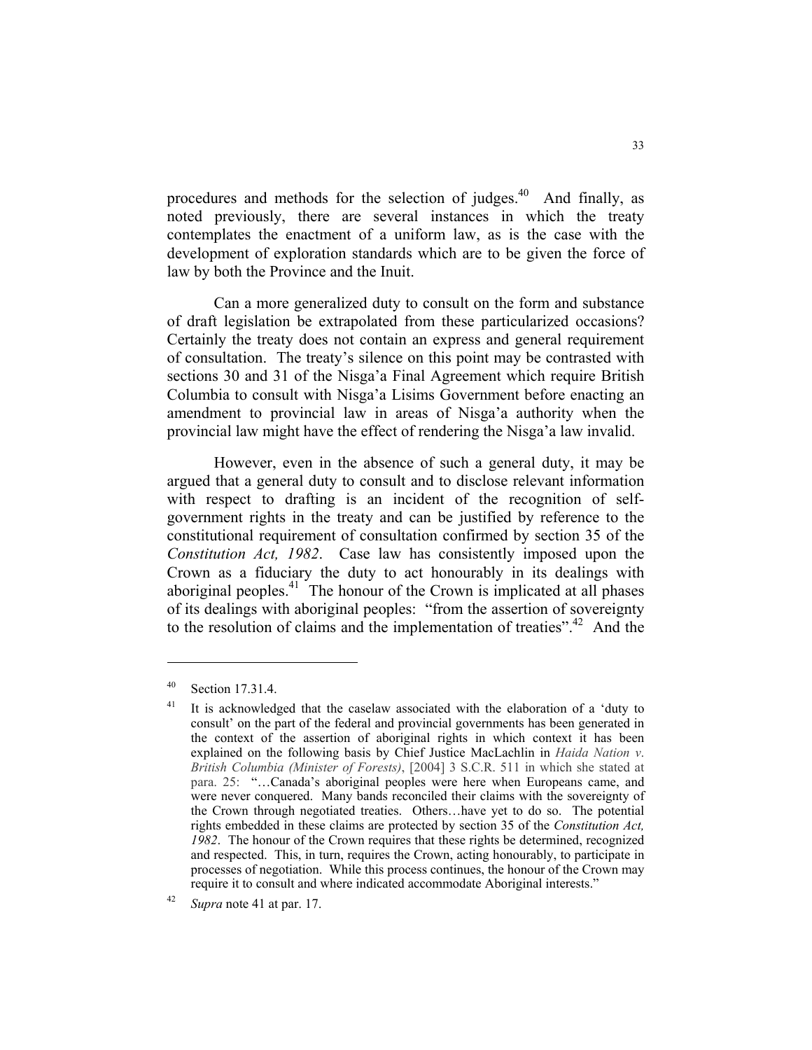procedures and methods for the selection of judges.[40] And finally, as noted previously, there are several instances in which the treaty contemplates the enactment of a uniform law, as is the case with the development of exploration standards which are to be given the force of law by both the Province and the Inuit.

Can a more generalized duty to consult on the form and substance of draft legislation be extrapolated from these particularized occasions? Certainly the treaty does not contain an express and general requirement of consultation. The treaty's silence on this point may be contrasted with sections 30 and 31 of the Nisga'a Final Agreement which require British Columbia to consult with Nisga'a Lisims Government before enacting an amendment to provincial law in areas of Nisga'a authority when the provincial law might have the effect of rendering the Nisga'a law invalid.

However, even in the absence of such a general duty, it may be argued that a general duty to consult and to disclose relevant information with respect to drafting is an incident of the recognition of self-government rights in the treaty and can be justified by reference to the constitutional requirement of consultation confirmed by section 35 of the *Constitution Act, 1982*. Case law has consistently imposed upon the Crown as a fiduciary the duty to act honourably in its dealings with aboriginal peoples.[41] The honour of the Crown is implicated at all phases of its dealings with aboriginal peoples: "from the assertion of sovereignty to the resolution of claims and the implementation of treaties".[42] And the

---

[40] Section 17.31.4.

[41] It is acknowledged that the caselaw associated with the elaboration of a 'duty to consult' on the part of the federal and provincial governments has been generated in the context of the assertion of aboriginal rights in which context it has been explained on the following basis by Chief Justice MacLachlin in *Haida Nation v. British Columbia (Minister of Forests)*, [2004] 3 S.C.R. 511 in which she stated at para. 25: "…Canada's aboriginal peoples were here when Europeans came, and were never conquered. Many bands reconciled their claims with the sovereignty of the Crown through negotiated treaties. Others…have yet to do so. The potential rights embedded in these claims are protected by section 35 of the *Constitution Act, 1982*. The honour of the Crown requires that these rights be determined, recognized and respected. This, in turn, requires the Crown, acting honourably, to participate in processes of negotiation. While this process continues, the honour of the Crown may require it to consult and where indicated accommodate Aboriginal interests."

[42] *Supra* note 41 at par. 17.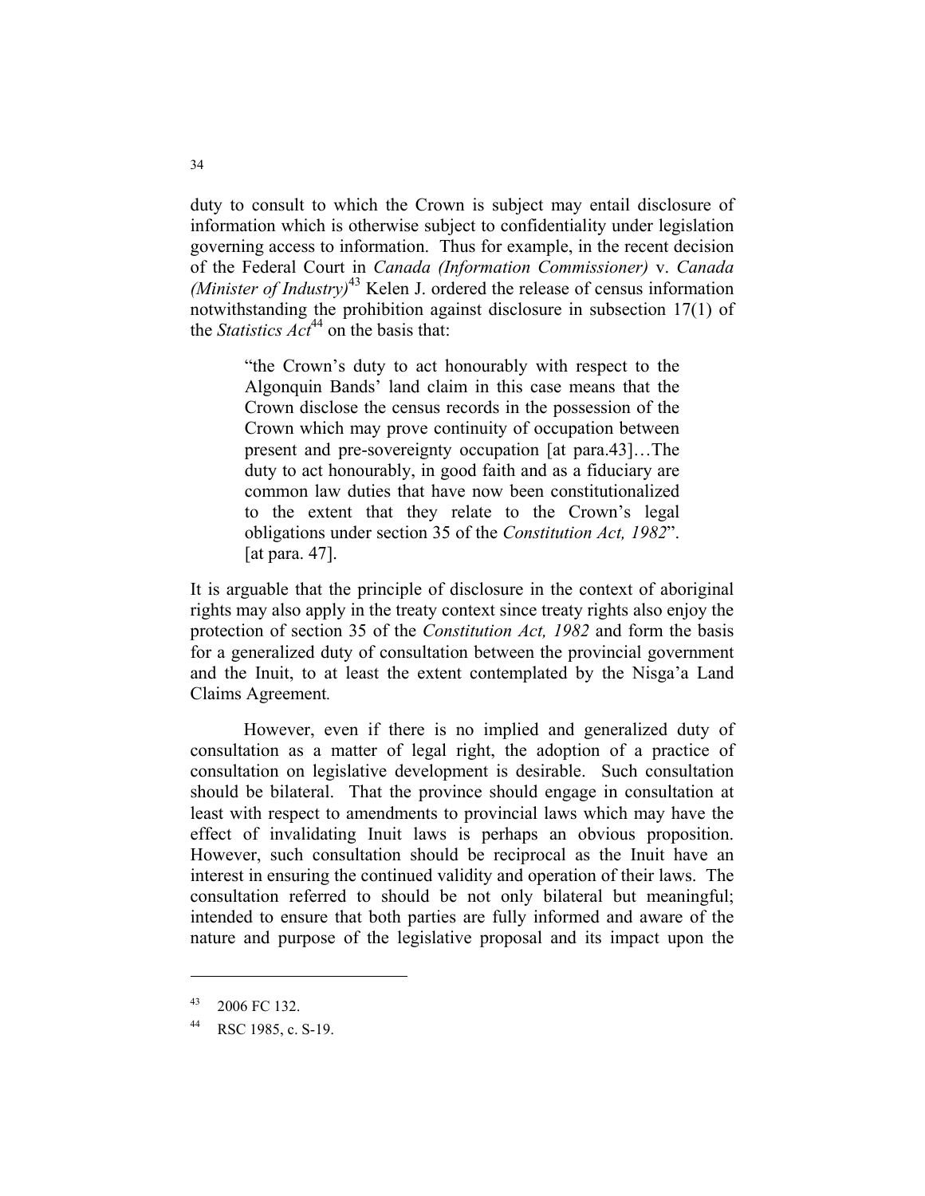duty to consult to which the Crown is subject may entail disclosure of information which is otherwise subject to confidentiality under legislation governing access to information. Thus for example, in the recent decision of the Federal Court in *Canada (Information Commissioner)* v. *Canada (Minister of Industry)*[43] Kelen J. ordered the release of census information notwithstanding the prohibition against disclosure in subsection 17(1) of the *Statistics Act*[44] on the basis that:

> "the Crown's duty to act honourably with respect to the Algonquin Bands' land claim in this case means that the Crown disclose the census records in the possession of the Crown which may prove continuity of occupation between present and pre-sovereignty occupation [at para.43]…The duty to act honourably, in good faith and as a fiduciary are common law duties that have now been constitutionalized to the extent that they relate to the Crown's legal obligations under section 35 of the *Constitution Act, 1982*". [at para. 47].

It is arguable that the principle of disclosure in the context of aboriginal rights may also apply in the treaty context since treaty rights also enjoy the protection of section 35 of the *Constitution Act, 1982* and form the basis for a generalized duty of consultation between the provincial government and the Inuit, to at least the extent contemplated by the Nisga'a Land Claims Agreement*.*

However, even if there is no implied and generalized duty of consultation as a matter of legal right, the adoption of a practice of consultation on legislative development is desirable. Such consultation should be bilateral. That the province should engage in consultation at least with respect to amendments to provincial laws which may have the effect of invalidating Inuit laws is perhaps an obvious proposition. However, such consultation should be reciprocal as the Inuit have an interest in ensuring the continued validity and operation of their laws. The consultation referred to should be not only bilateral but meaningful; intended to ensure that both parties are fully informed and aware of the nature and purpose of the legislative proposal and its impact upon the

---

[43] 2006 FC 132.

[44] RSC 1985, c. S-19.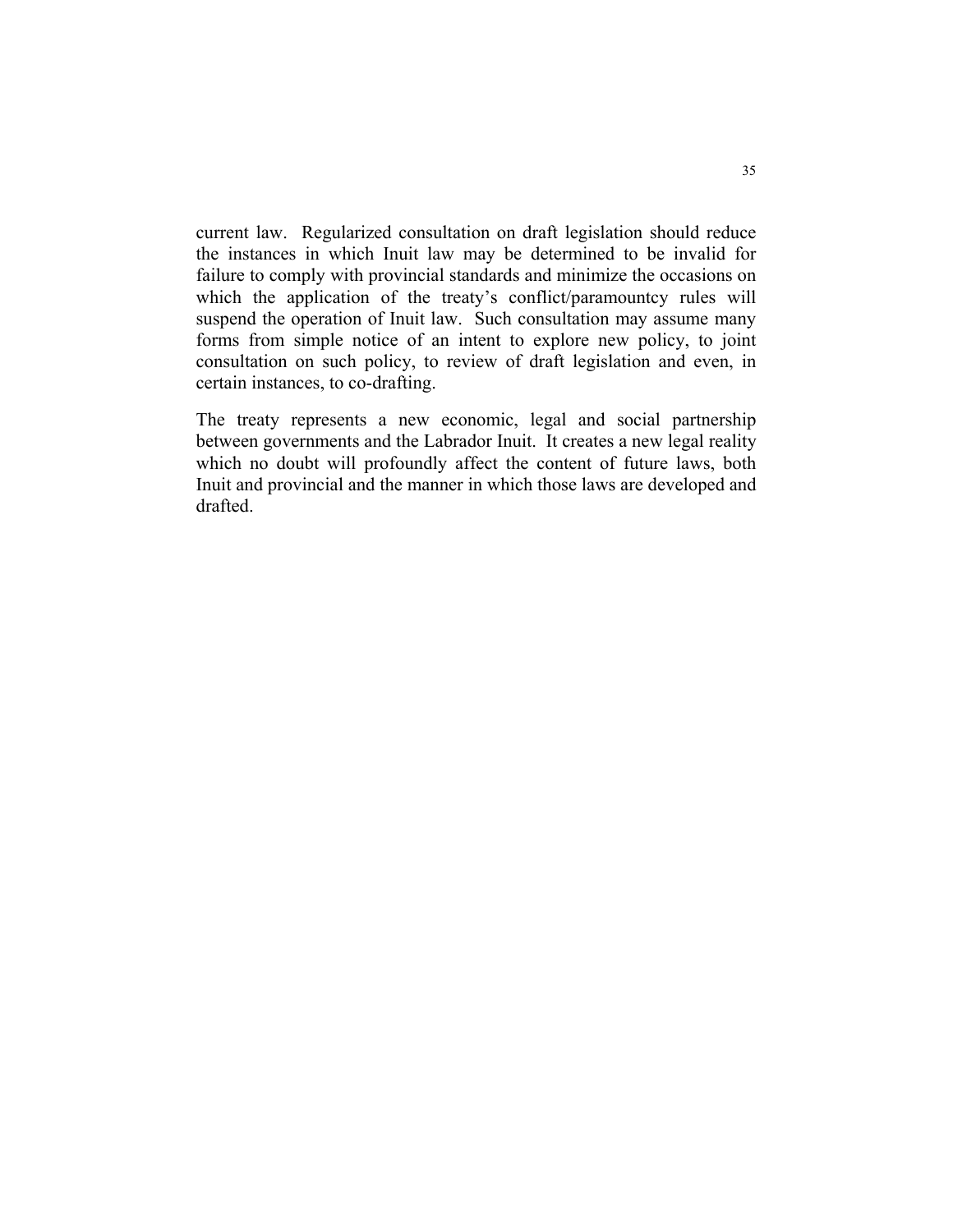current law. Regularized consultation on draft legislation should reduce the instances in which Inuit law may be determined to be invalid for failure to comply with provincial standards and minimize the occasions on which the application of the treaty's conflict/paramountcy rules will suspend the operation of Inuit law. Such consultation may assume many forms from simple notice of an intent to explore new policy, to joint consultation on such policy, to review of draft legislation and even, in certain instances, to co-drafting.

The treaty represents a new economic, legal and social partnership between governments and the Labrador Inuit. It creates a new legal reality which no doubt will profoundly affect the content of future laws, both Inuit and provincial and the manner in which those laws are developed and drafted.